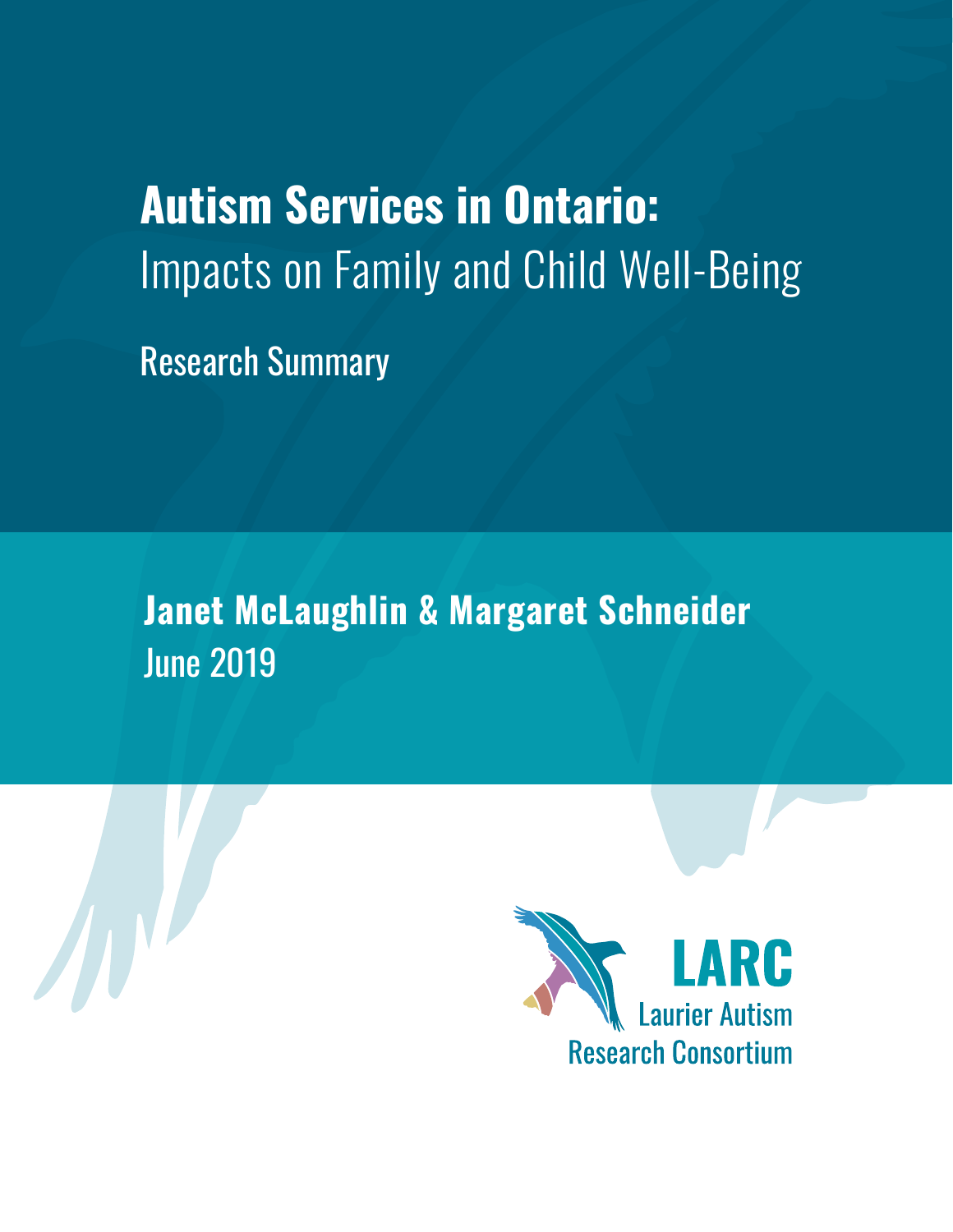# Autism Services in Ontario:

## Impacts on Family and Child Well-Being

Research Summary

**Janet McLaughlin & Margaret Schneider**

June 2019

**LARC**

Laurier Autism Research Consortium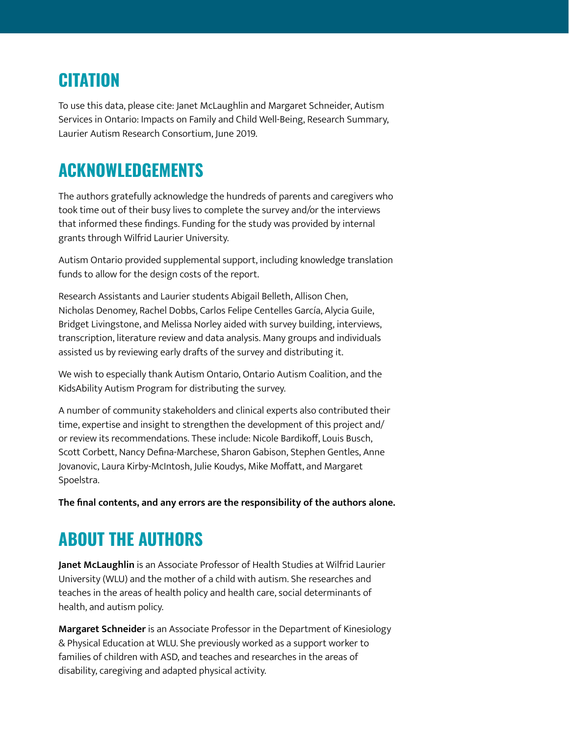## CITATION

To use this data, please cite: Janet McLaughlin and Margaret Schneider, Autism Services in Ontario: Impacts on Family and Child Well-Being, Research Summary, Laurier Autism Research Consortium, June 2019.

## ACKNOWLEDGEMENTS

The authors gratefully acknowledge the hundreds of parents and caregivers who took time out of their busy lives to complete the survey and/or the interviews that informed these findings. Funding for the study was provided by internal grants through Wilfrid Laurier University.

Autism Ontario provided supplemental support, including knowledge translation funds to allow for the design costs of the report.

Research Assistants and Laurier students Abigail Belleth, Allison Chen, Nicholas Denomey, Rachel Dobbs, Carlos Felipe Centelles García, Alycia Guile, Bridget Livingstone, and Melissa Norley aided with survey building, interviews, transcription, literature review and data analysis. Many groups and individuals assisted us by reviewing early drafts of the survey and distributing it.

We wish to especially thank Autism Ontario, Ontario Autism Coalition, and the KidsAbility Autism Program for distributing the survey.

A number of community stakeholders and clinical experts also contributed their time, expertise and insight to strengthen the development of this project and/or review its recommendations. These include: Nicole Bardikoff, Louis Busch, Scott Corbett, Nancy Defina-Marchese, Sharon Gabison, Stephen Gentles, Anne Jovanovic, Laura Kirby-McIntosh, Julie Koudys, Mike Moffatt, and Margaret Spoelstra.

**The final contents, and any errors are the responsibility of the authors alone.**

## ABOUT THE AUTHORS

**Janet McLaughlin** is an Associate Professor of Health Studies at Wilfrid Laurier University (WLU) and the mother of a child with autism. She researches and teaches in the areas of health policy and health care, social determinants of health, and autism policy.

**Margaret Schneider** is an Associate Professor in the Department of Kinesiology & Physical Education at WLU. She previously worked as a support worker to families of children with ASD, and teaches and researches in the areas of disability, caregiving and adapted physical activity.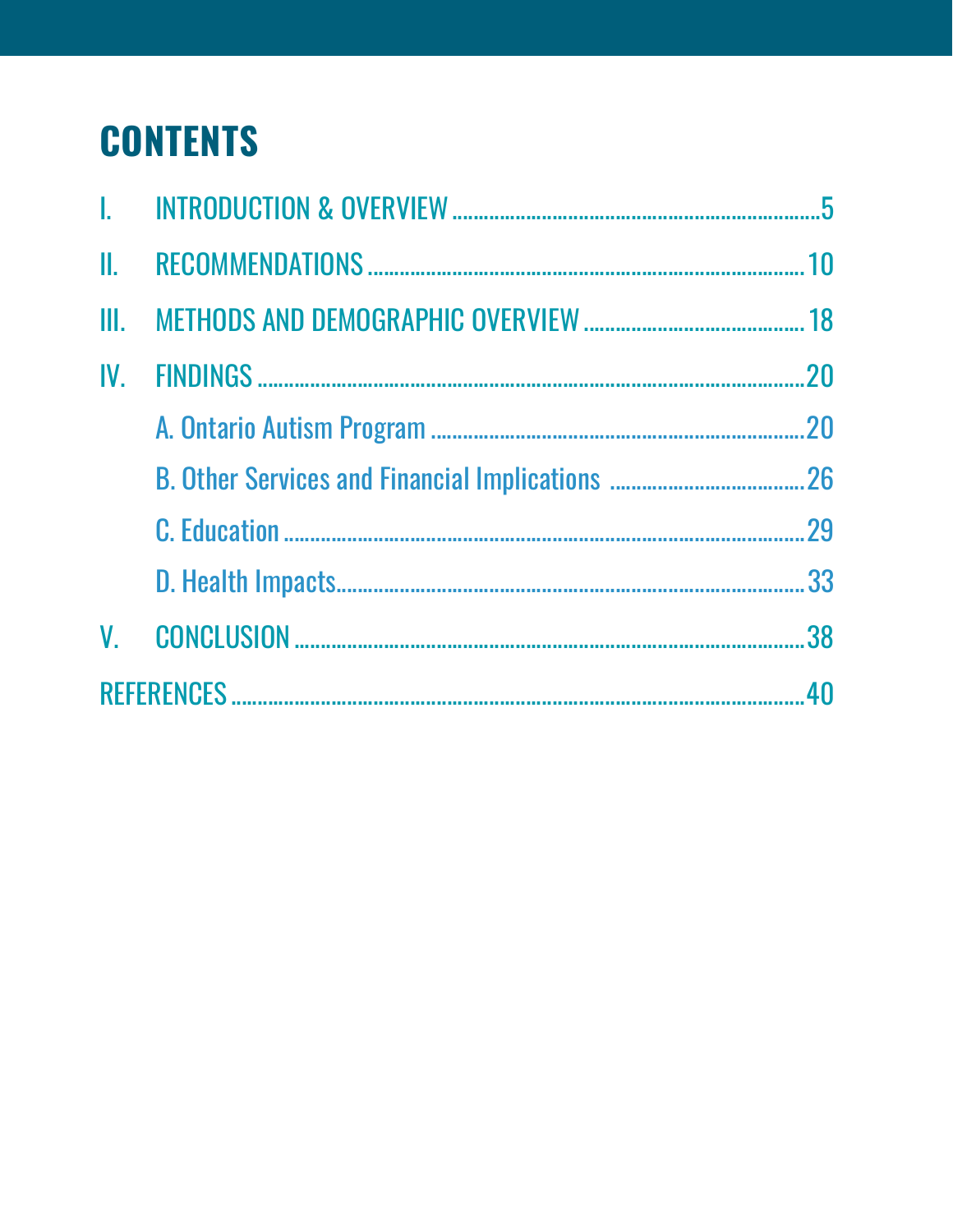# CONTENTS

I. INTRODUCTION & OVERVIEW ........ 5

II. RECOMMENDATIONS ........ 10

III. METHODS AND DEMOGRAPHIC OVERVIEW ........ 18

IV. FINDINGS ........ 20

- A. Ontario Autism Program ........ 20
- B. Other Services and Financial Implications ........ 26
- C. Education ........ 29
- D. Health Impacts ........ 33

V. CONCLUSION ........ 38

REFERENCES ........ 40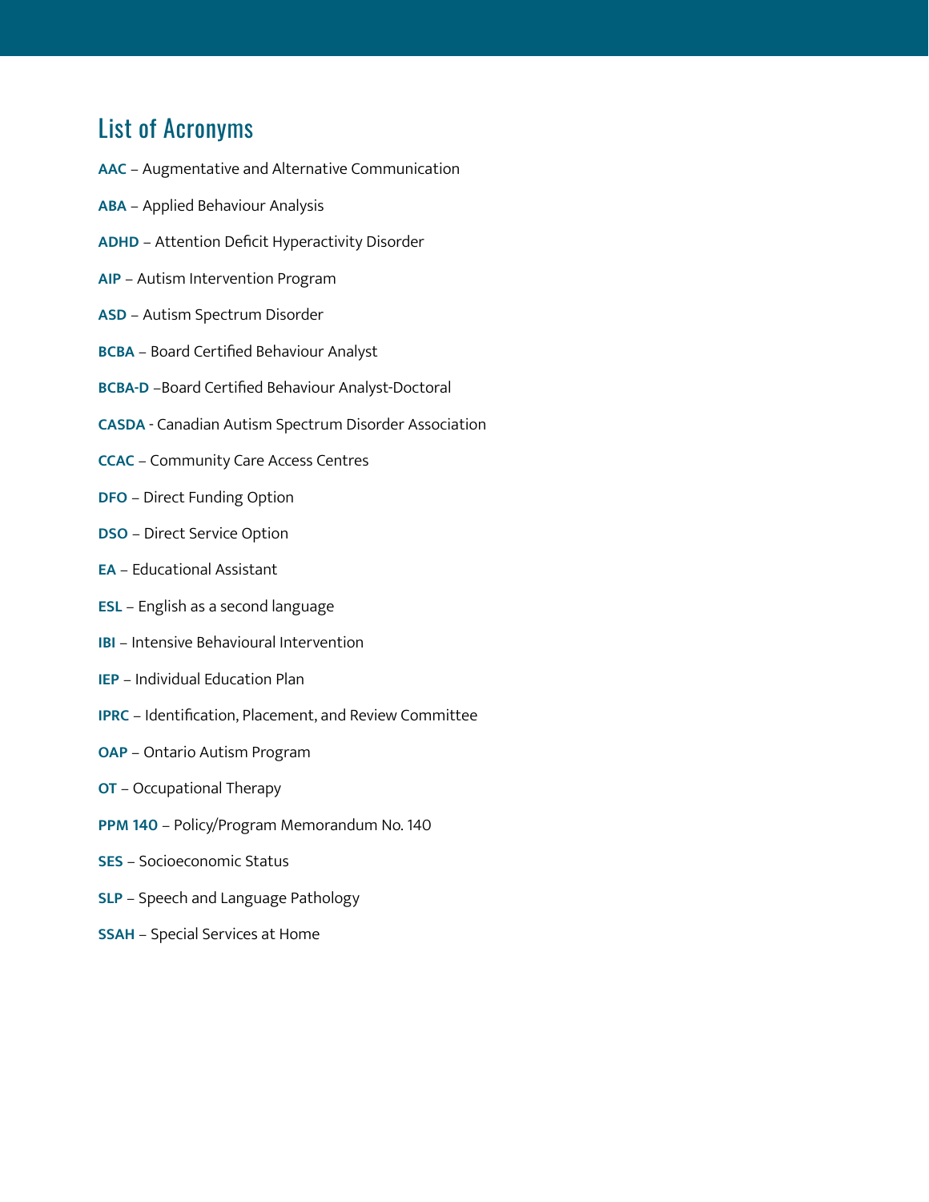## List of Acronyms

**AAC** – Augmentative and Alternative Communication

**ABA** – Applied Behaviour Analysis

**ADHD** – Attention Deficit Hyperactivity Disorder

**AIP** – Autism Intervention Program

**ASD** – Autism Spectrum Disorder

**BCBA** – Board Certified Behaviour Analyst

**BCBA-D** –Board Certified Behaviour Analyst-Doctoral

**CASDA** - Canadian Autism Spectrum Disorder Association

**CCAC** – Community Care Access Centres

**DFO** – Direct Funding Option

**DSO** – Direct Service Option

**EA** – Educational Assistant

**ESL** – English as a second language

**IBI** – Intensive Behavioural Intervention

**IEP** – Individual Education Plan

**IPRC** – Identification, Placement, and Review Committee

**OAP** – Ontario Autism Program

**OT** – Occupational Therapy

**PPM 140** – Policy/Program Memorandum No. 140

**SES** – Socioeconomic Status

**SLP** – Speech and Language Pathology

**SSAH** – Special Services at Home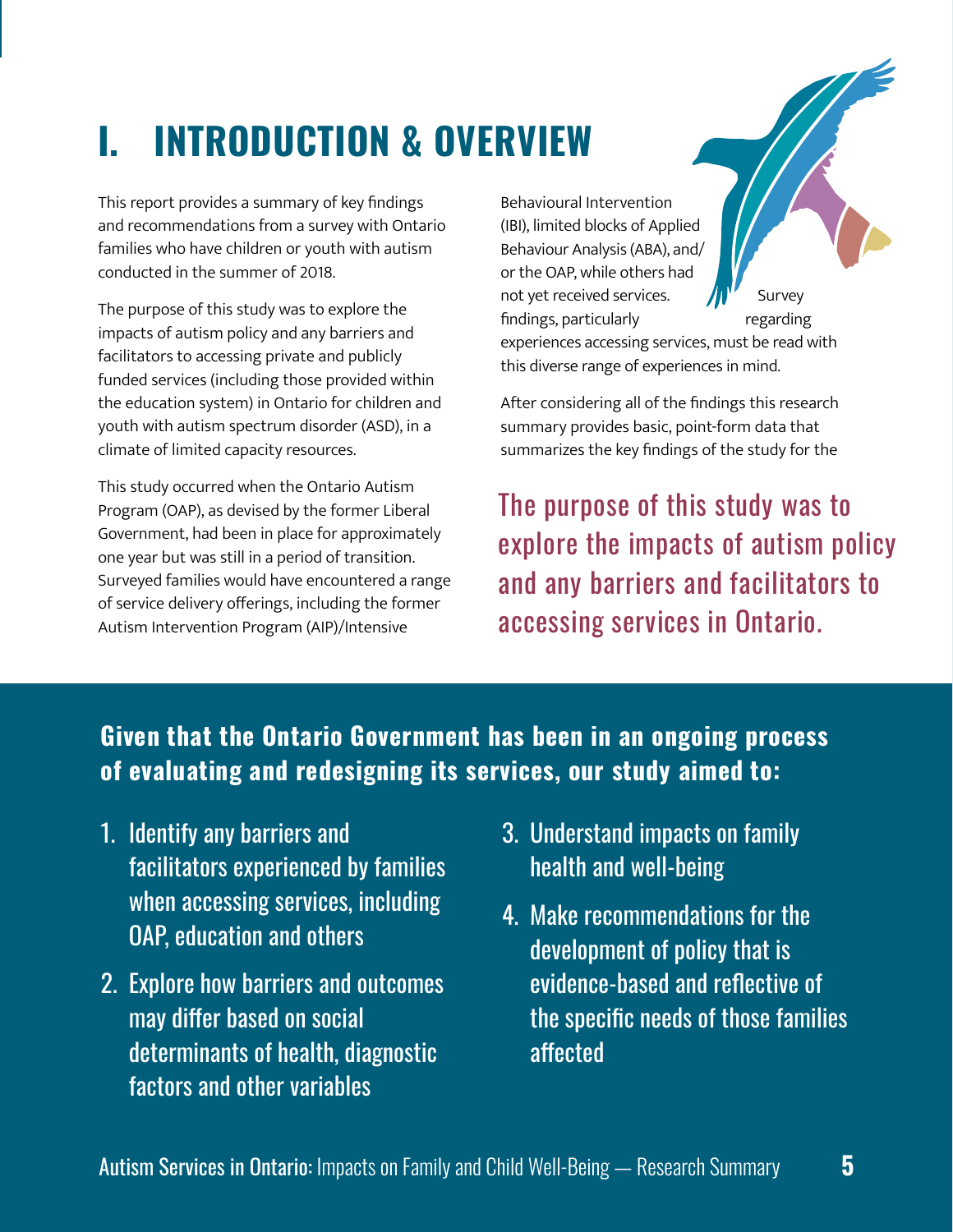# I. INTRODUCTION & OVERVIEW

This report provides a summary of key findings and recommendations from a survey with Ontario families who have children or youth with autism conducted in the summer of 2018.

The purpose of this study was to explore the impacts of autism policy and any barriers and facilitators to accessing private and publicly funded services (including those provided within the education system) in Ontario for children and youth with autism spectrum disorder (ASD), in a climate of limited capacity resources.

This study occurred when the Ontario Autism Program (OAP), as devised by the former Liberal Government, had been in place for approximately one year but was still in a period of transition. Surveyed families would have encountered a range of service delivery offerings, including the former Autism Intervention Program (AIP)/Intensive Behavioural Intervention (IBI), limited blocks of Applied Behaviour Analysis (ABA), and/or the OAP, while others had not yet received services. Survey findings, particularly regarding experiences accessing services, must be read with this diverse range of experiences in mind.

After considering all of the findings this research summary provides basic, point-form data that summarizes the key findings of the study for the

The purpose of this study was to explore the impacts of autism policy and any barriers and facilitators to accessing services in Ontario.

**Given that the Ontario Government has been in an ongoing process of evaluating and redesigning its services, our study aimed to:**

1. Identify any barriers and facilitators experienced by families when accessing services, including OAP, education and others
2. Explore how barriers and outcomes may differ based on social determinants of health, diagnostic factors and other variables
3. Understand impacts on family health and well-being
4. Make recommendations for the development of policy that is evidence-based and reflective of the specific needs of those families affected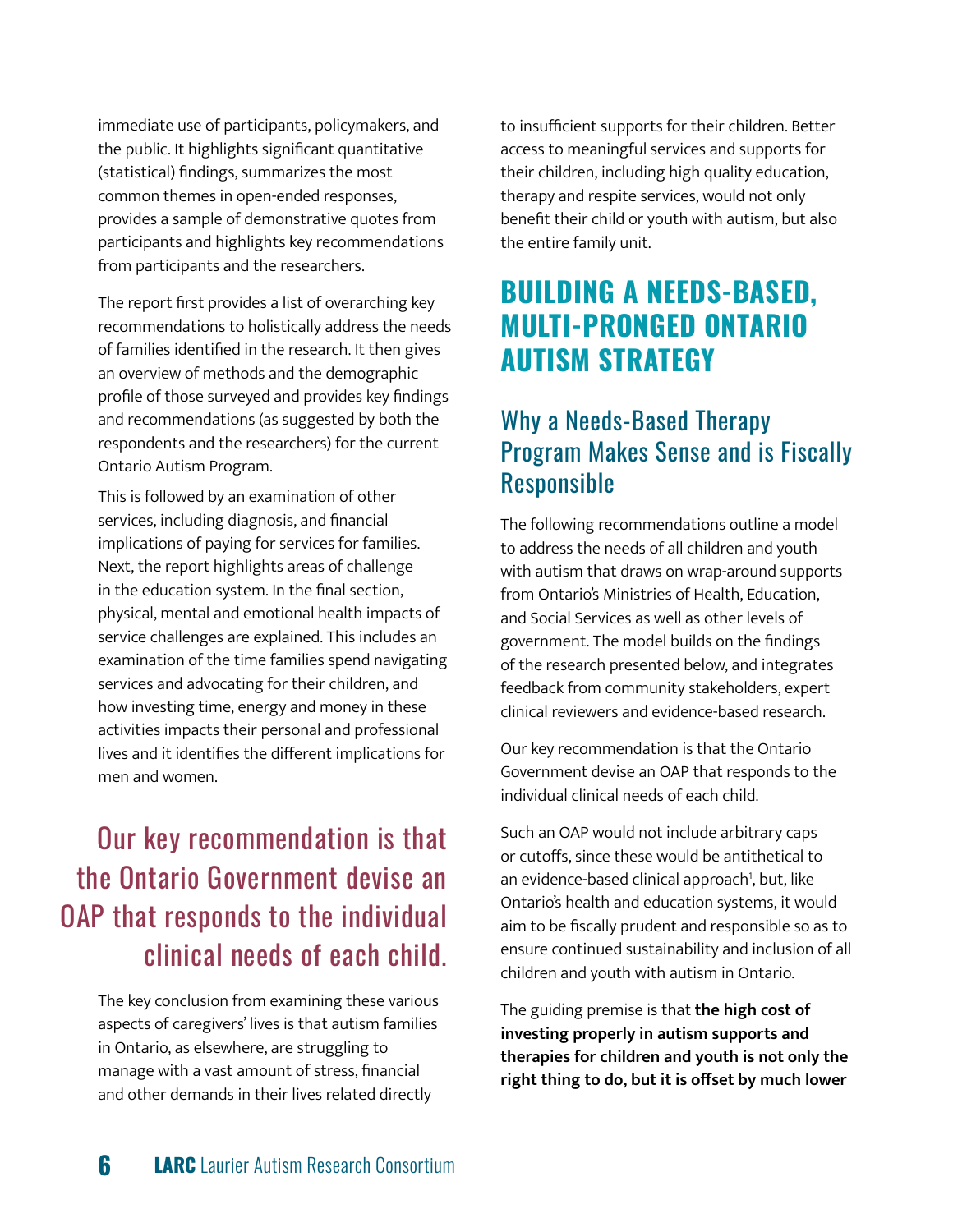immediate use of participants, policymakers, and the public. It highlights significant quantitative (statistical) findings, summarizes the most common themes in open-ended responses, provides a sample of demonstrative quotes from participants and highlights key recommendations from participants and the researchers.

The report first provides a list of overarching key recommendations to holistically address the needs of families identified in the research. It then gives an overview of methods and the demographic profile of those surveyed and provides key findings and recommendations (as suggested by both the respondents and the researchers) for the current Ontario Autism Program.

This is followed by an examination of other services, including diagnosis, and financial implications of paying for services for families. Next, the report highlights areas of challenge in the education system. In the final section, physical, mental and emotional health impacts of service challenges are explained. This includes an examination of the time families spend navigating services and advocating for their children, and how investing time, energy and money in these activities impacts their personal and professional lives and it identifies the different implications for men and women.

> Our key recommendation is that the Ontario Government devise an OAP that responds to the individual clinical needs of each child.

The key conclusion from examining these various aspects of caregivers' lives is that autism families in Ontario, as elsewhere, are struggling to manage with a vast amount of stress, financial and other demands in their lives related directly to insufficient supports for their children. Better access to meaningful services and supports for their children, including high quality education, therapy and respite services, would not only benefit their child or youth with autism, but also the entire family unit.

# BUILDING A NEEDS-BASED, MULTI-PRONGED ONTARIO AUTISM STRATEGY

## Why a Needs-Based Therapy Program Makes Sense and is Fiscally Responsible

The following recommendations outline a model to address the needs of all children and youth with autism that draws on wrap-around supports from Ontario's Ministries of Health, Education, and Social Services as well as other levels of government. The model builds on the findings of the research presented below, and integrates feedback from community stakeholders, expert clinical reviewers and evidence-based research.

Our key recommendation is that the Ontario Government devise an OAP that responds to the individual clinical needs of each child.

Such an OAP would not include arbitrary caps or cutoffs, since these would be antithetical to an evidence-based clinical approach[1], but, like Ontario's health and education systems, it would aim to be fiscally prudent and responsible so as to ensure continued sustainability and inclusion of all children and youth with autism in Ontario.

The guiding premise is that **the high cost of investing properly in autism supports and therapies for children and youth is not only the right thing to do, but it is offset by much lower**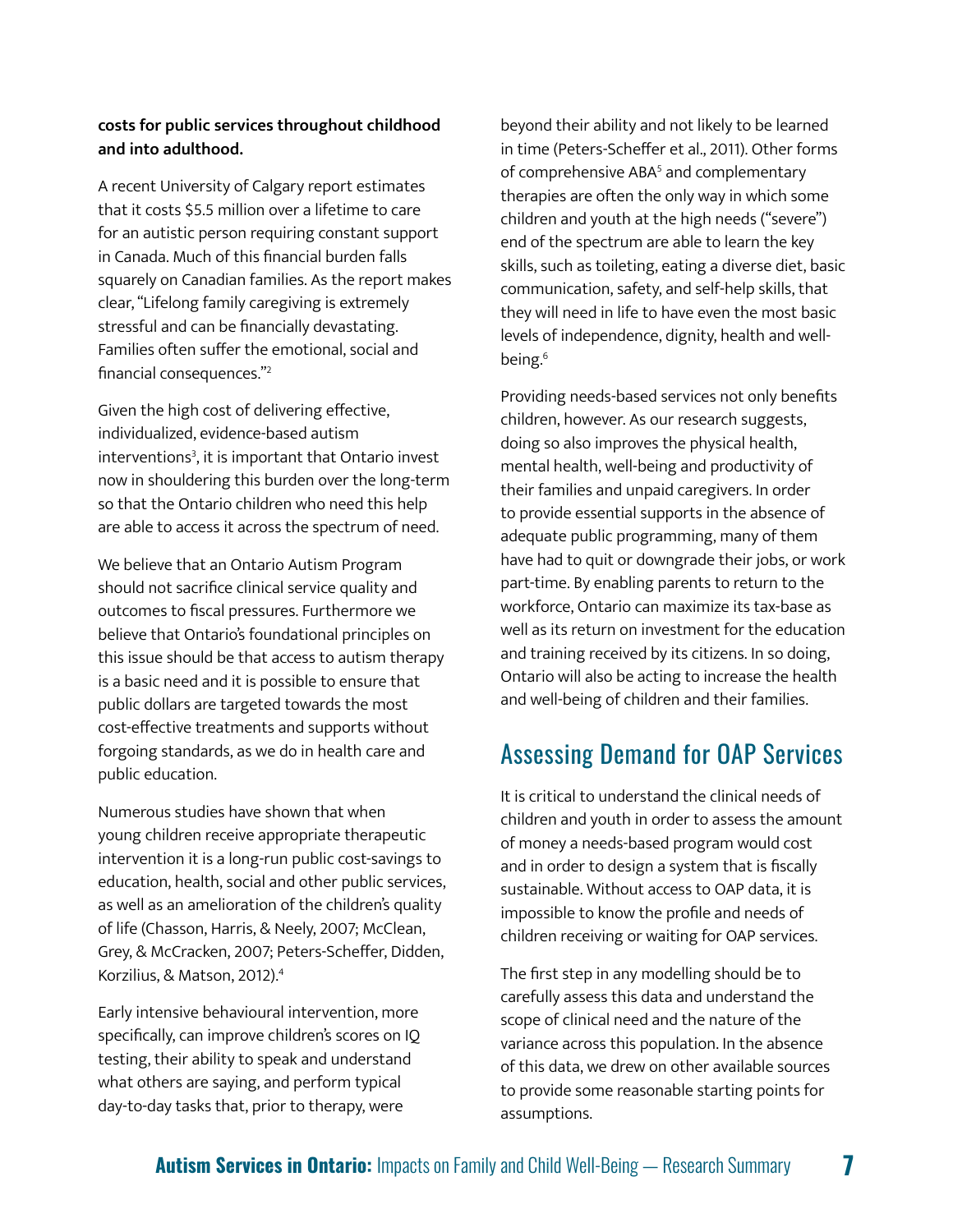**costs for public services throughout childhood and into adulthood.**

A recent University of Calgary report estimates that it costs $5.5 million over a lifetime to care for an autistic person requiring constant support in Canada. Much of this financial burden falls squarely on Canadian families. As the report makes clear, "Lifelong family caregiving is extremely stressful and can be financially devastating. Families often suffer the emotional, social and financial consequences."[2]

Given the high cost of delivering effective, individualized, evidence-based autism interventions[3], it is important that Ontario invest now in shouldering this burden over the long-term so that the Ontario children who need this help are able to access it across the spectrum of need.

We believe that an Ontario Autism Program should not sacrifice clinical service quality and outcomes to fiscal pressures. Furthermore we believe that Ontario's foundational principles on this issue should be that access to autism therapy is a basic need and it is possible to ensure that public dollars are targeted towards the most cost-effective treatments and supports without forgoing standards, as we do in health care and public education.

Numerous studies have shown that when young children receive appropriate therapeutic intervention it is a long-run public cost-savings to education, health, social and other public services, as well as an amelioration of the children's quality of life (Chasson, Harris, & Neely, 2007; McClean, Grey, & McCracken, 2007; Peters-Scheffer, Didden, Korzilius, & Matson, 2012).[4]

Early intensive behavioural intervention, more specifically, can improve children's scores on IQ testing, their ability to speak and understand what others are saying, and perform typical day-to-day tasks that, prior to therapy, were beyond their ability and not likely to be learned in time (Peters-Scheffer et al., 2011). Other forms of comprehensive ABA[5] and complementary therapies are often the only way in which some children and youth at the high needs ("severe") end of the spectrum are able to learn the key skills, such as toileting, eating a diverse diet, basic communication, safety, and self-help skills, that they will need in life to have even the most basic levels of independence, dignity, health and well-being.[6]

Providing needs-based services not only benefits children, however. As our research suggests, doing so also improves the physical health, mental health, well-being and productivity of their families and unpaid caregivers. In order to provide essential supports in the absence of adequate public programming, many of them have had to quit or downgrade their jobs, or work part-time. By enabling parents to return to the workforce, Ontario can maximize its tax-base as well as its return on investment for the education and training received by its citizens. In so doing, Ontario will also be acting to increase the health and well-being of children and their families.

## Assessing Demand for OAP Services

It is critical to understand the clinical needs of children and youth in order to assess the amount of money a needs-based program would cost and in order to design a system that is fiscally sustainable. Without access to OAP data, it is impossible to know the profile and needs of children receiving or waiting for OAP services.

The first step in any modelling should be to carefully assess this data and understand the scope of clinical need and the nature of the variance across this population. In the absence of this data, we drew on other available sources to provide some reasonable starting points for assumptions.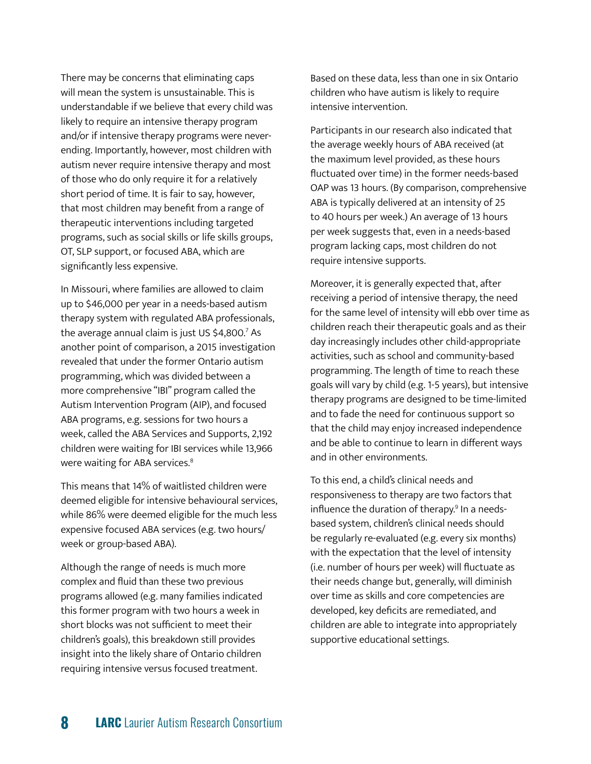There may be concerns that eliminating caps will mean the system is unsustainable. This is understandable if we believe that every child was likely to require an intensive therapy program and/or if intensive therapy programs were never-ending. Importantly, however, most children with autism never require intensive therapy and most of those who do only require it for a relatively short period of time. It is fair to say, however, that most children may benefit from a range of therapeutic interventions including targeted programs, such as social skills or life skills groups, OT, SLP support, or focused ABA, which are significantly less expensive.

In Missouri, where families are allowed to claim up to $46,000 per year in a needs-based autism therapy system with regulated ABA professionals, the average annual claim is just US $4,800.[7] As another point of comparison, a 2015 investigation revealed that under the former Ontario autism programming, which was divided between a more comprehensive "IBI" program called the Autism Intervention Program (AIP), and focused ABA programs, e.g. sessions for two hours a week, called the ABA Services and Supports, 2,192 children were waiting for IBI services while 13,966 were waiting for ABA services.[8]

This means that 14% of waitlisted children were deemed eligible for intensive behavioural services, while 86% were deemed eligible for the much less expensive focused ABA services (e.g. two hours/week or group-based ABA).

Although the range of needs is much more complex and fluid than these two previous programs allowed (e.g. many families indicated this former program with two hours a week in short blocks was not sufficient to meet their children's goals), this breakdown still provides insight into the likely share of Ontario children requiring intensive versus focused treatment.

Based on these data, less than one in six Ontario children who have autism is likely to require intensive intervention.

Participants in our research also indicated that the average weekly hours of ABA received (at the maximum level provided, as these hours fluctuated over time) in the former needs-based OAP was 13 hours. (By comparison, comprehensive ABA is typically delivered at an intensity of 25 to 40 hours per week.) An average of 13 hours per week suggests that, even in a needs-based program lacking caps, most children do not require intensive supports.

Moreover, it is generally expected that, after receiving a period of intensive therapy, the need for the same level of intensity will ebb over time as children reach their therapeutic goals and as their day increasingly includes other child-appropriate activities, such as school and community-based programming. The length of time to reach these goals will vary by child (e.g. 1-5 years), but intensive therapy programs are designed to be time-limited and to fade the need for continuous support so that the child may enjoy increased independence and be able to continue to learn in different ways and in other environments.

To this end, a child's clinical needs and responsiveness to therapy are two factors that influence the duration of therapy.[9] In a needs-based system, children's clinical needs should be regularly re-evaluated (e.g. every six months) with the expectation that the level of intensity (i.e. number of hours per week) will fluctuate as their needs change but, generally, will diminish over time as skills and core competencies are developed, key deficits are remediated, and children are able to integrate into appropriately supportive educational settings.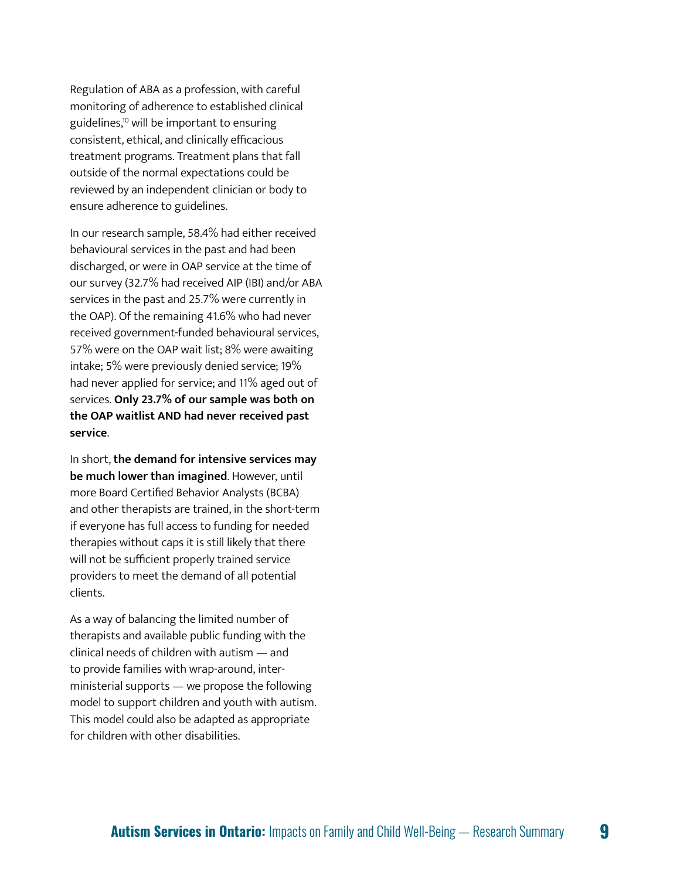Regulation of ABA as a profession, with careful monitoring of adherence to established clinical guidelines,[10] will be important to ensuring consistent, ethical, and clinically efficacious treatment programs. Treatment plans that fall outside of the normal expectations could be reviewed by an independent clinician or body to ensure adherence to guidelines.

In our research sample, 58.4% had either received behavioural services in the past and had been discharged, or were in OAP service at the time of our survey (32.7% had received AIP (IBI) and/or ABA services in the past and 25.7% were currently in the OAP). Of the remaining 41.6% who had never received government-funded behavioural services, 57% were on the OAP wait list; 8% were awaiting intake; 5% were previously denied service; 19% had never applied for service; and 11% aged out of services. **Only 23.7% of our sample was both on the OAP waitlist AND had never received past service**.

In short, **the demand for intensive services may be much lower than imagined**. However, until more Board Certified Behavior Analysts (BCBA) and other therapists are trained, in the short-term if everyone has full access to funding for needed therapies without caps it is still likely that there will not be sufficient properly trained service providers to meet the demand of all potential clients.

As a way of balancing the limited number of therapists and available public funding with the clinical needs of children with autism — and to provide families with wrap-around, inter-ministerial supports — we propose the following model to support children and youth with autism. This model could also be adapted as appropriate for children with other disabilities.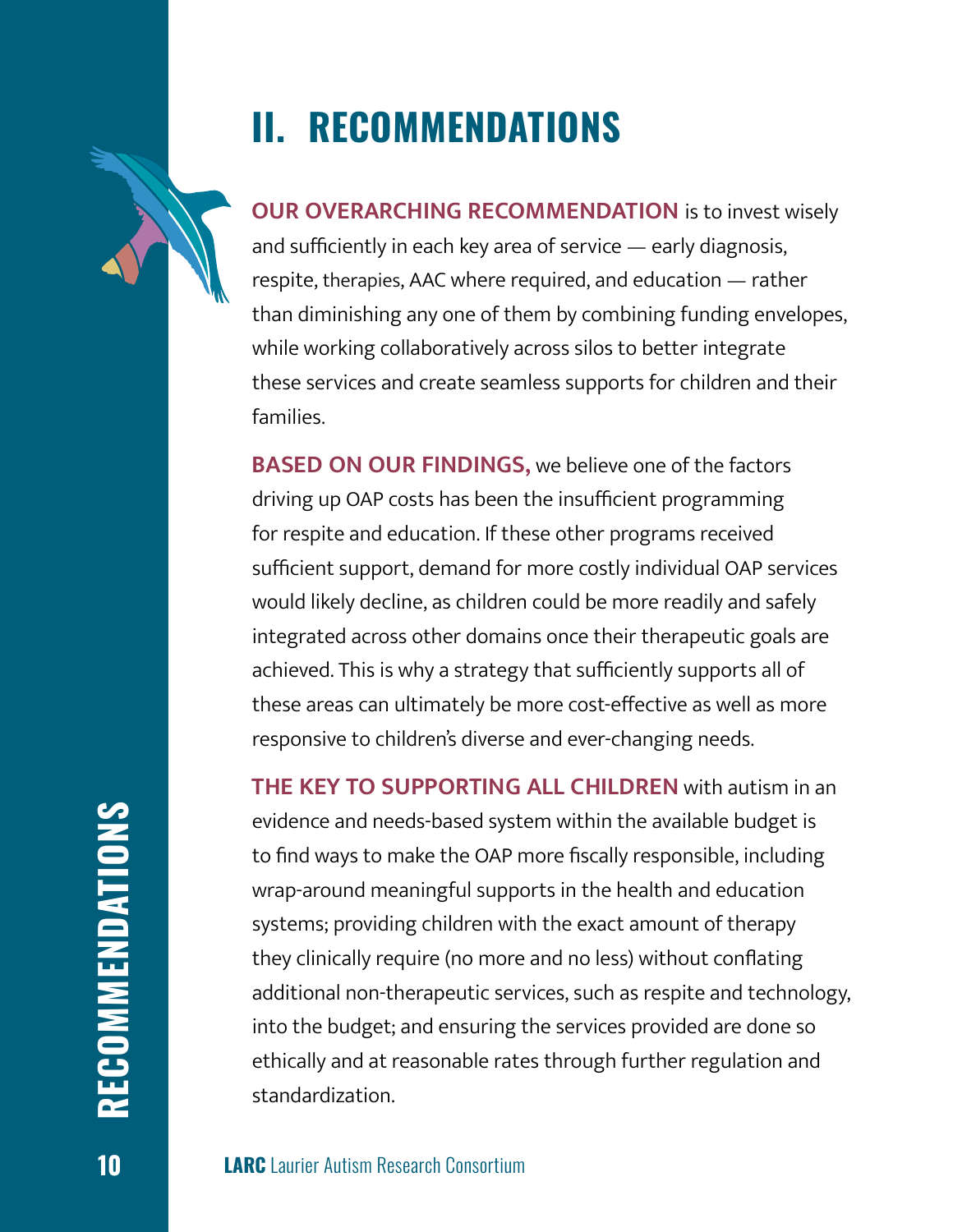# II. RECOMMENDATIONS

**OUR OVERARCHING RECOMMENDATION** is to invest wisely and sufficiently in each key area of service — early diagnosis, respite, therapies, AAC where required, and education — rather than diminishing any one of them by combining funding envelopes, while working collaboratively across silos to better integrate these services and create seamless supports for children and their families.

**BASED ON OUR FINDINGS,** we believe one of the factors driving up OAP costs has been the insufficient programming for respite and education. If these other programs received sufficient support, demand for more costly individual OAP services would likely decline, as children could be more readily and safely integrated across other domains once their therapeutic goals are achieved. This is why a strategy that sufficiently supports all of these areas can ultimately be more cost-effective as well as more responsive to children's diverse and ever-changing needs.

**THE KEY TO SUPPORTING ALL CHILDREN** with autism in an evidence and needs-based system within the available budget is to find ways to make the OAP more fiscally responsible, including wrap-around meaningful supports in the health and education systems; providing children with the exact amount of therapy they clinically require (no more and no less) without conflating additional non-therapeutic services, such as respite and technology, into the budget; and ensuring the services provided are done so ethically and at reasonable rates through further regulation and standardization.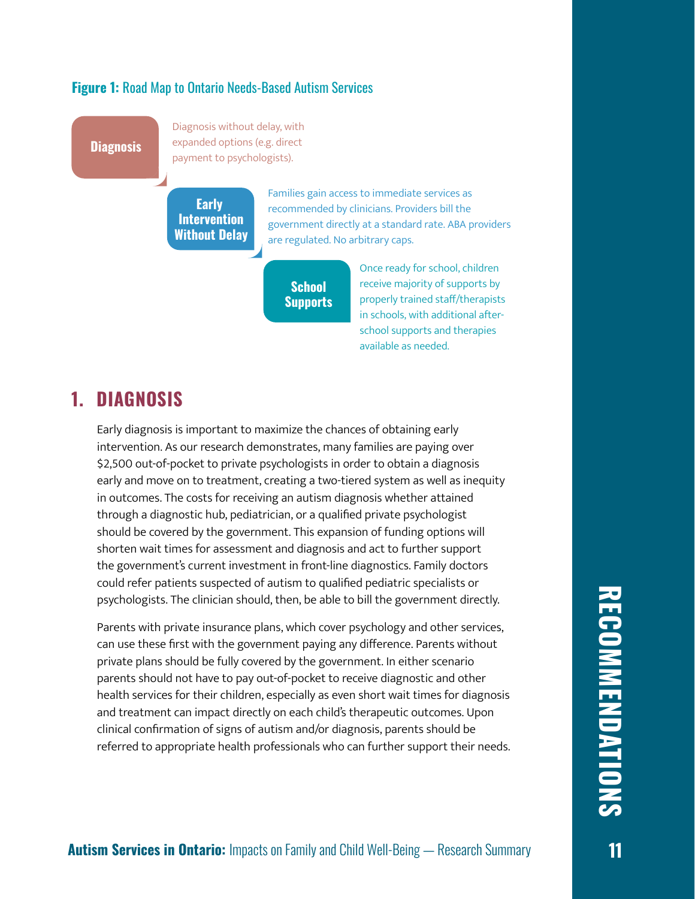**Figure 1:** Road Map to Ontario Needs-Based Autism Services

**Diagnosis** — Diagnosis without delay, with expanded options (e.g. direct payment to psychologists).

**Early Intervention Without Delay** — Families gain access to immediate services as recommended by clinicians. Providers bill the government directly at a standard rate. ABA providers are regulated. No arbitrary caps.

**School Supports** — Once ready for school, children receive majority of supports by properly trained staff/therapists in schools, with additional after-school supports and therapies available as needed.

## 1. DIAGNOSIS

Early diagnosis is important to maximize the chances of obtaining early intervention. As our research demonstrates, many families are paying over $2,500 out-of-pocket to private psychologists in order to obtain a diagnosis early and move on to treatment, creating a two-tiered system as well as inequity in outcomes. The costs for receiving an autism diagnosis whether attained through a diagnostic hub, pediatrician, or a qualified private psychologist should be covered by the government. This expansion of funding options will shorten wait times for assessment and diagnosis and act to further support the government's current investment in front-line diagnostics. Family doctors could refer patients suspected of autism to qualified pediatric specialists or psychologists. The clinician should, then, be able to bill the government directly.

Parents with private insurance plans, which cover psychology and other services, can use these first with the government paying any difference. Parents without private plans should be fully covered by the government. In either scenario parents should not have to pay out-of-pocket to receive diagnostic and other health services for their children, especially as even short wait times for diagnosis and treatment can impact directly on each child's therapeutic outcomes. Upon clinical confirmation of signs of autism and/or diagnosis, parents should be referred to appropriate health professionals who can further support their needs.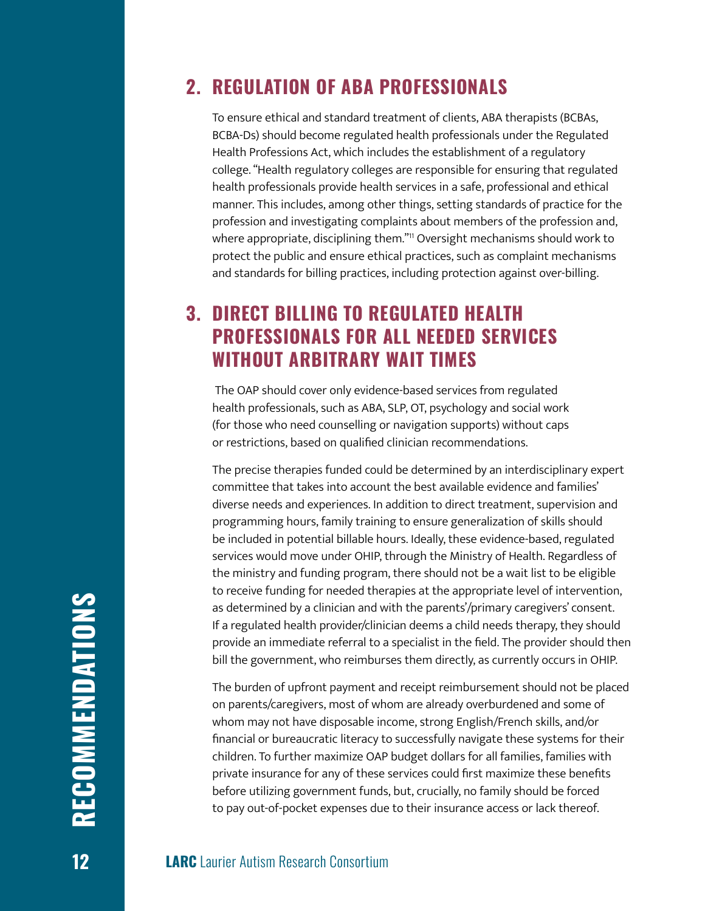## 2. REGULATION OF ABA PROFESSIONALS

To ensure ethical and standard treatment of clients, ABA therapists (BCBAs, BCBA-Ds) should become regulated health professionals under the Regulated Health Professions Act, which includes the establishment of a regulatory college. "Health regulatory colleges are responsible for ensuring that regulated health professionals provide health services in a safe, professional and ethical manner. This includes, among other things, setting standards of practice for the profession and investigating complaints about members of the profession and, where appropriate, disciplining them."[11] Oversight mechanisms should work to protect the public and ensure ethical practices, such as complaint mechanisms and standards for billing practices, including protection against over-billing.

## 3. DIRECT BILLING TO REGULATED HEALTH PROFESSIONALS FOR ALL NEEDED SERVICES WITHOUT ARBITRARY WAIT TIMES

The OAP should cover only evidence-based services from regulated health professionals, such as ABA, SLP, OT, psychology and social work (for those who need counselling or navigation supports) without caps or restrictions, based on qualified clinician recommendations.

The precise therapies funded could be determined by an interdisciplinary expert committee that takes into account the best available evidence and families' diverse needs and experiences. In addition to direct treatment, supervision and programming hours, family training to ensure generalization of skills should be included in potential billable hours. Ideally, these evidence-based, regulated services would move under OHIP, through the Ministry of Health. Regardless of the ministry and funding program, there should not be a wait list to be eligible to receive funding for needed therapies at the appropriate level of intervention, as determined by a clinician and with the parents'/primary caregivers' consent. If a regulated health provider/clinician deems a child needs therapy, they should provide an immediate referral to a specialist in the field. The provider should then bill the government, who reimburses them directly, as currently occurs in OHIP.

The burden of upfront payment and receipt reimbursement should not be placed on parents/caregivers, most of whom are already overburdened and some of whom may not have disposable income, strong English/French skills, and/or financial or bureaucratic literacy to successfully navigate these systems for their children. To further maximize OAP budget dollars for all families, families with private insurance for any of these services could first maximize these benefits before utilizing government funds, but, crucially, no family should be forced to pay out-of-pocket expenses due to their insurance access or lack thereof.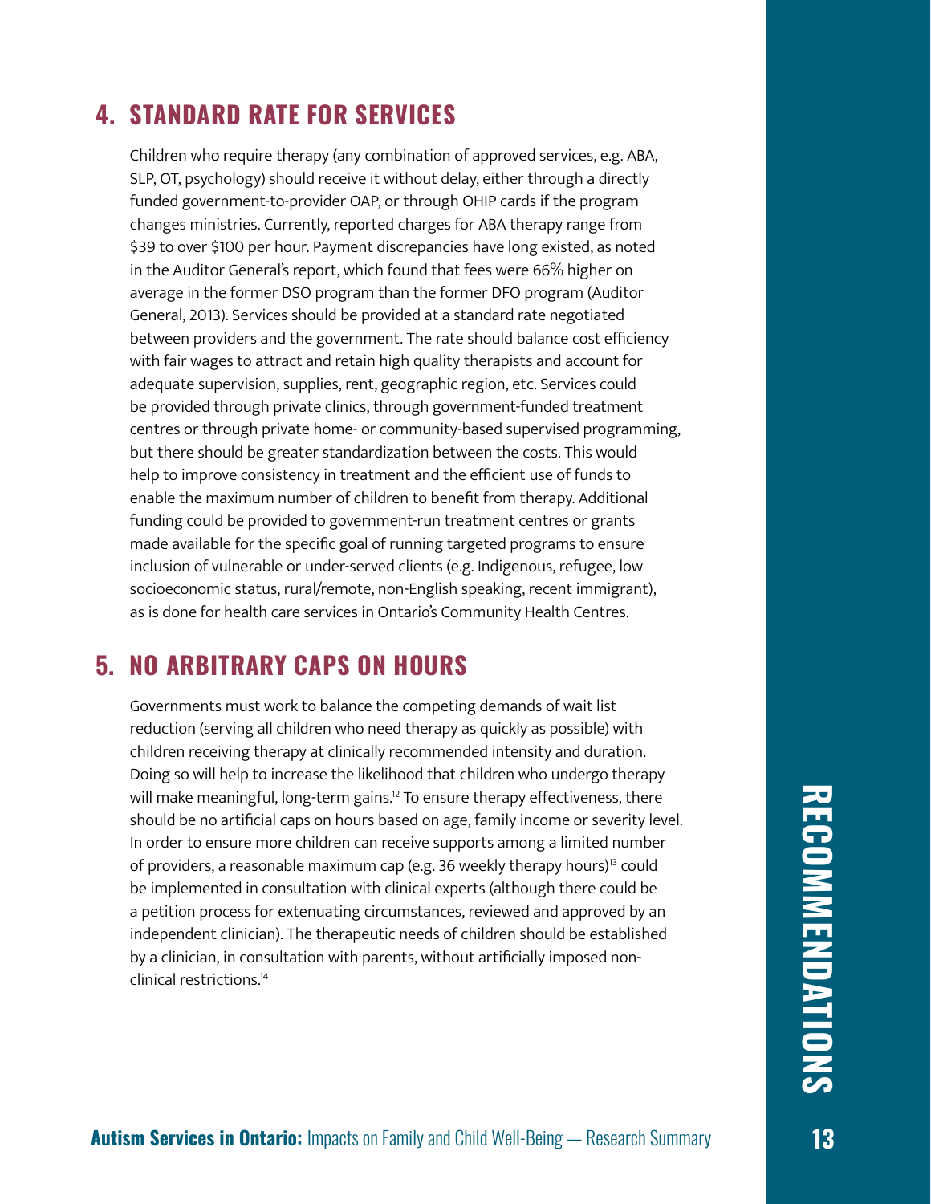## 4. STANDARD RATE FOR SERVICES

Children who require therapy (any combination of approved services, e.g. ABA, SLP, OT, psychology) should receive it without delay, either through a directly funded government-to-provider OAP, or through OHIP cards if the program changes ministries. Currently, reported charges for ABA therapy range from $39 to over $100 per hour. Payment discrepancies have long existed, as noted in the Auditor General's report, which found that fees were 66% higher on average in the former DSO program than the former DFO program (Auditor General, 2013). Services should be provided at a standard rate negotiated between providers and the government. The rate should balance cost efficiency with fair wages to attract and retain high quality therapists and account for adequate supervision, supplies, rent, geographic region, etc. Services could be provided through private clinics, through government-funded treatment centres or through private home- or community-based supervised programming, but there should be greater standardization between the costs. This would help to improve consistency in treatment and the efficient use of funds to enable the maximum number of children to benefit from therapy. Additional funding could be provided to government-run treatment centres or grants made available for the specific goal of running targeted programs to ensure inclusion of vulnerable or under-served clients (e.g. Indigenous, refugee, low socioeconomic status, rural/remote, non-English speaking, recent immigrant), as is done for health care services in Ontario's Community Health Centres.

## 5. NO ARBITRARY CAPS ON HOURS

Governments must work to balance the competing demands of wait list reduction (serving all children who need therapy as quickly as possible) with children receiving therapy at clinically recommended intensity and duration. Doing so will help to increase the likelihood that children who undergo therapy will make meaningful, long-term gains.[12] To ensure therapy effectiveness, there should be no artificial caps on hours based on age, family income or severity level. In order to ensure more children can receive supports among a limited number of providers, a reasonable maximum cap (e.g. 36 weekly therapy hours)[13] could be implemented in consultation with clinical experts (although there could be a petition process for extenuating circumstances, reviewed and approved by an independent clinician). The therapeutic needs of children should be established by a clinician, in consultation with parents, without artificially imposed non-clinical restrictions.[14]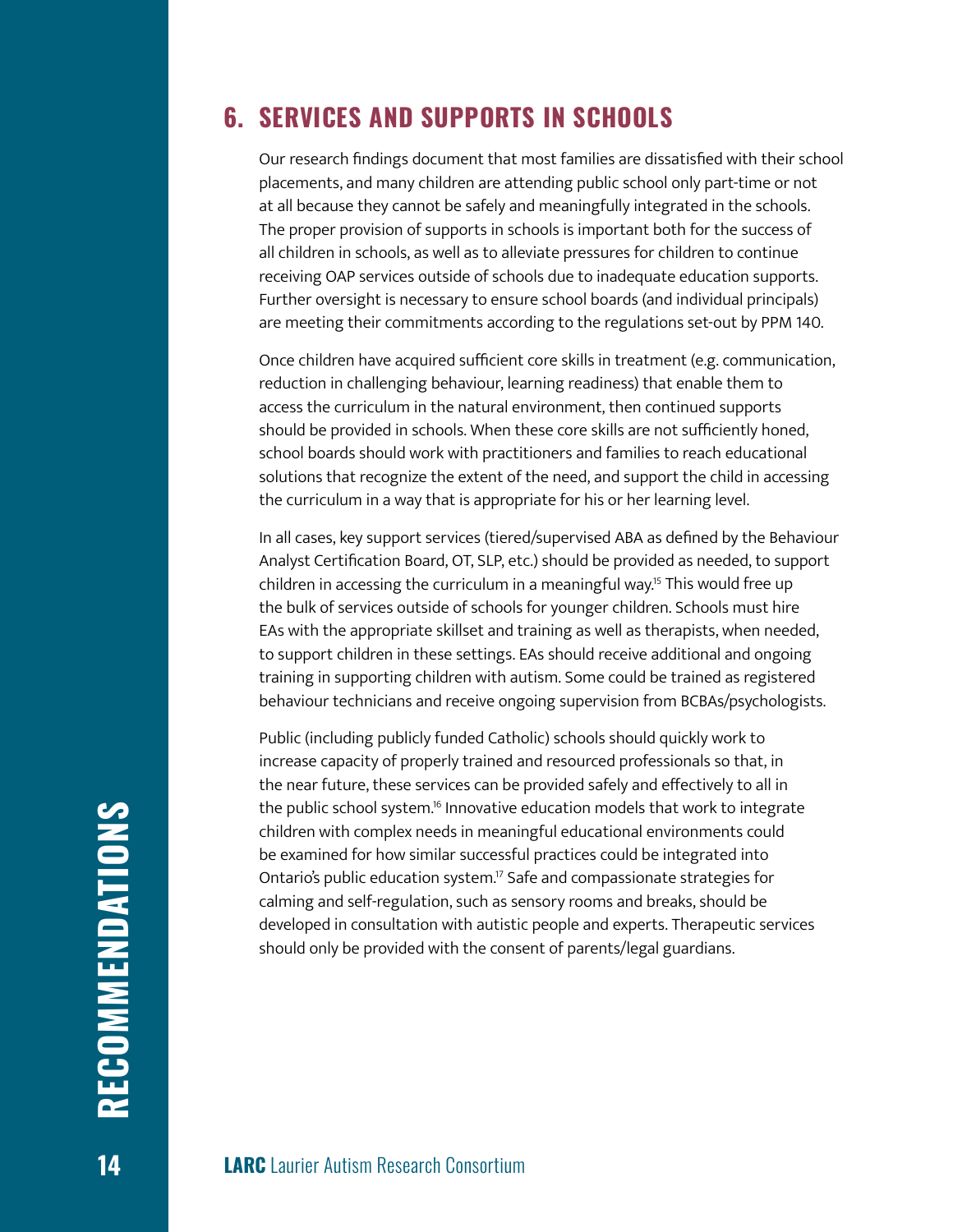## 6. SERVICES AND SUPPORTS IN SCHOOLS

Our research findings document that most families are dissatisfied with their school placements, and many children are attending public school only part-time or not at all because they cannot be safely and meaningfully integrated in the schools. The proper provision of supports in schools is important both for the success of all children in schools, as well as to alleviate pressures for children to continue receiving OAP services outside of schools due to inadequate education supports. Further oversight is necessary to ensure school boards (and individual principals) are meeting their commitments according to the regulations set-out by PPM 140.

Once children have acquired sufficient core skills in treatment (e.g. communication, reduction in challenging behaviour, learning readiness) that enable them to access the curriculum in the natural environment, then continued supports should be provided in schools. When these core skills are not sufficiently honed, school boards should work with practitioners and families to reach educational solutions that recognize the extent of the need, and support the child in accessing the curriculum in a way that is appropriate for his or her learning level.

In all cases, key support services (tiered/supervised ABA as defined by the Behaviour Analyst Certification Board, OT, SLP, etc.) should be provided as needed, to support children in accessing the curriculum in a meaningful way.[15] This would free up the bulk of services outside of schools for younger children. Schools must hire EAs with the appropriate skillset and training as well as therapists, when needed, to support children in these settings. EAs should receive additional and ongoing training in supporting children with autism. Some could be trained as registered behaviour technicians and receive ongoing supervision from BCBAs/psychologists.

Public (including publicly funded Catholic) schools should quickly work to increase capacity of properly trained and resourced professionals so that, in the near future, these services can be provided safely and effectively to all in the public school system.[16] Innovative education models that work to integrate children with complex needs in meaningful educational environments could be examined for how similar successful practices could be integrated into Ontario's public education system.[17] Safe and compassionate strategies for calming and self-regulation, such as sensory rooms and breaks, should be developed in consultation with autistic people and experts. Therapeutic services should only be provided with the consent of parents/legal guardians.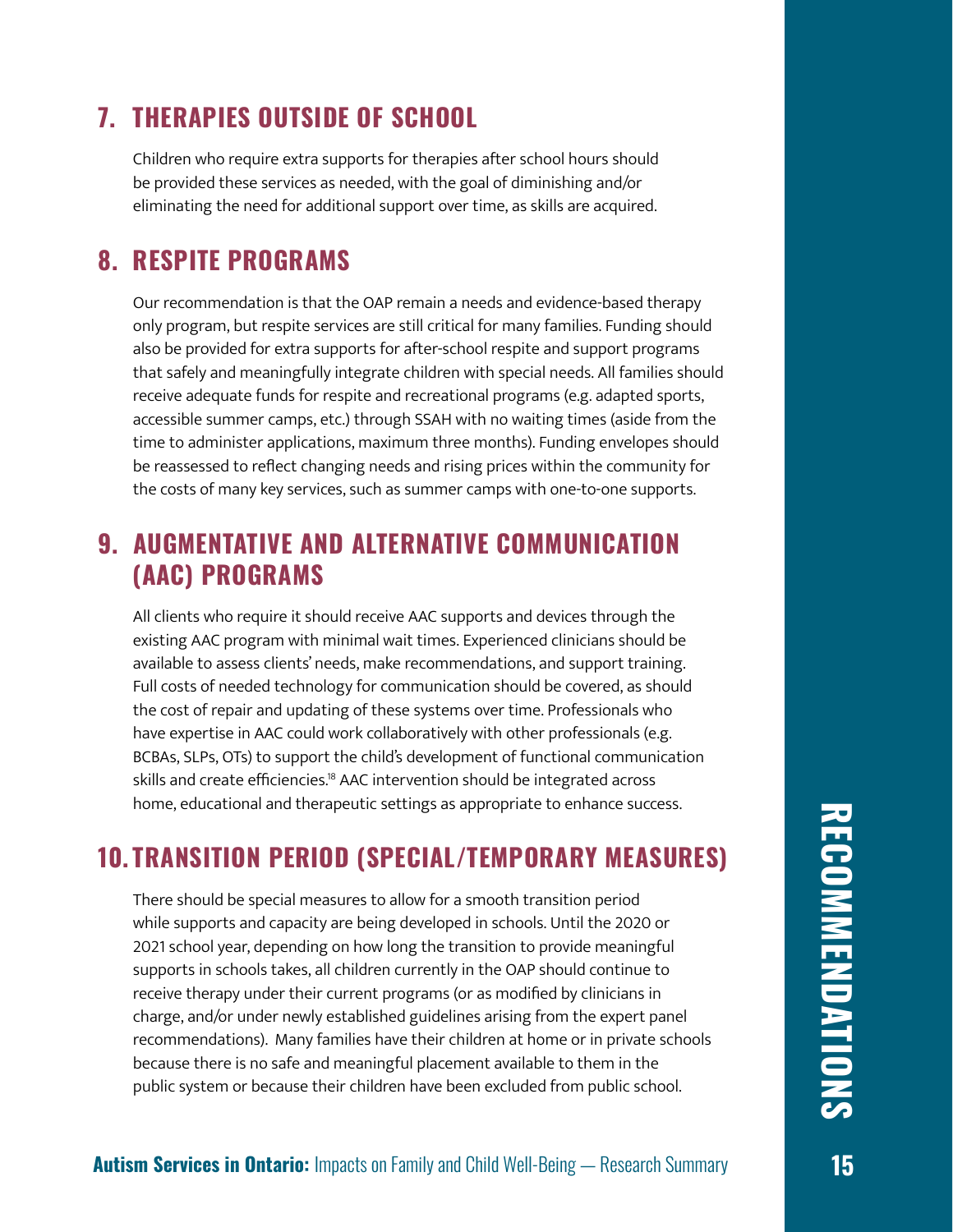## 7. THERAPIES OUTSIDE OF SCHOOL

Children who require extra supports for therapies after school hours should be provided these services as needed, with the goal of diminishing and/or eliminating the need for additional support over time, as skills are acquired.

## 8. RESPITE PROGRAMS

Our recommendation is that the OAP remain a needs and evidence-based therapy only program, but respite services are still critical for many families. Funding should also be provided for extra supports for after-school respite and support programs that safely and meaningfully integrate children with special needs. All families should receive adequate funds for respite and recreational programs (e.g. adapted sports, accessible summer camps, etc.) through SSAH with no waiting times (aside from the time to administer applications, maximum three months). Funding envelopes should be reassessed to reflect changing needs and rising prices within the community for the costs of many key services, such as summer camps with one-to-one supports.

## 9. AUGMENTATIVE AND ALTERNATIVE COMMUNICATION (AAC) PROGRAMS

All clients who require it should receive AAC supports and devices through the existing AAC program with minimal wait times. Experienced clinicians should be available to assess clients' needs, make recommendations, and support training. Full costs of needed technology for communication should be covered, as should the cost of repair and updating of these systems over time. Professionals who have expertise in AAC could work collaboratively with other professionals (e.g. BCBAs, SLPs, OTs) to support the child's development of functional communication skills and create efficiencies.[18] AAC intervention should be integrated across home, educational and therapeutic settings as appropriate to enhance success.

## 10. TRANSITION PERIOD (SPECIAL/TEMPORARY MEASURES)

There should be special measures to allow for a smooth transition period while supports and capacity are being developed in schools. Until the 2020 or 2021 school year, depending on how long the transition to provide meaningful supports in schools takes, all children currently in the OAP should continue to receive therapy under their current programs (or as modified by clinicians in charge, and/or under newly established guidelines arising from the expert panel recommendations). Many families have their children at home or in private schools because there is no safe and meaningful placement available to them in the public system or because their children have been excluded from public school.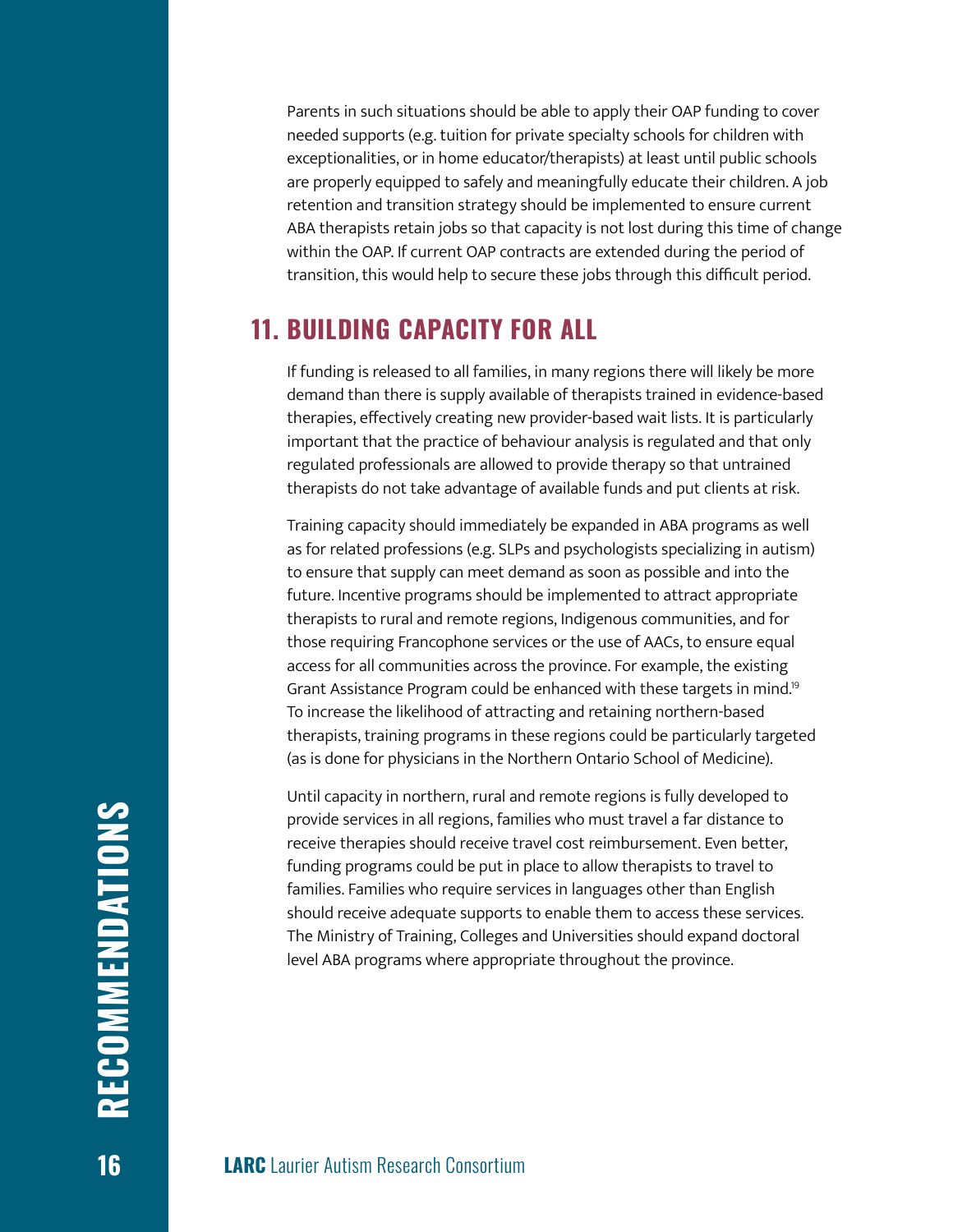Parents in such situations should be able to apply their OAP funding to cover needed supports (e.g. tuition for private specialty schools for children with exceptionalities, or in home educator/therapists) at least until public schools are properly equipped to safely and meaningfully educate their children. A job retention and transition strategy should be implemented to ensure current ABA therapists retain jobs so that capacity is not lost during this time of change within the OAP. If current OAP contracts are extended during the period of transition, this would help to secure these jobs through this difficult period.

## 11. BUILDING CAPACITY FOR ALL

If funding is released to all families, in many regions there will likely be more demand than there is supply available of therapists trained in evidence-based therapies, effectively creating new provider-based wait lists. It is particularly important that the practice of behaviour analysis is regulated and that only regulated professionals are allowed to provide therapy so that untrained therapists do not take advantage of available funds and put clients at risk.

Training capacity should immediately be expanded in ABA programs as well as for related professions (e.g. SLPs and psychologists specializing in autism) to ensure that supply can meet demand as soon as possible and into the future. Incentive programs should be implemented to attract appropriate therapists to rural and remote regions, Indigenous communities, and for those requiring Francophone services or the use of AACs, to ensure equal access for all communities across the province. For example, the existing Grant Assistance Program could be enhanced with these targets in mind.[19] To increase the likelihood of attracting and retaining northern-based therapists, training programs in these regions could be particularly targeted (as is done for physicians in the Northern Ontario School of Medicine).

Until capacity in northern, rural and remote regions is fully developed to provide services in all regions, families who must travel a far distance to receive therapies should receive travel cost reimbursement. Even better, funding programs could be put in place to allow therapists to travel to families. Families who require services in languages other than English should receive adequate supports to enable them to access these services. The Ministry of Training, Colleges and Universities should expand doctoral level ABA programs where appropriate throughout the province.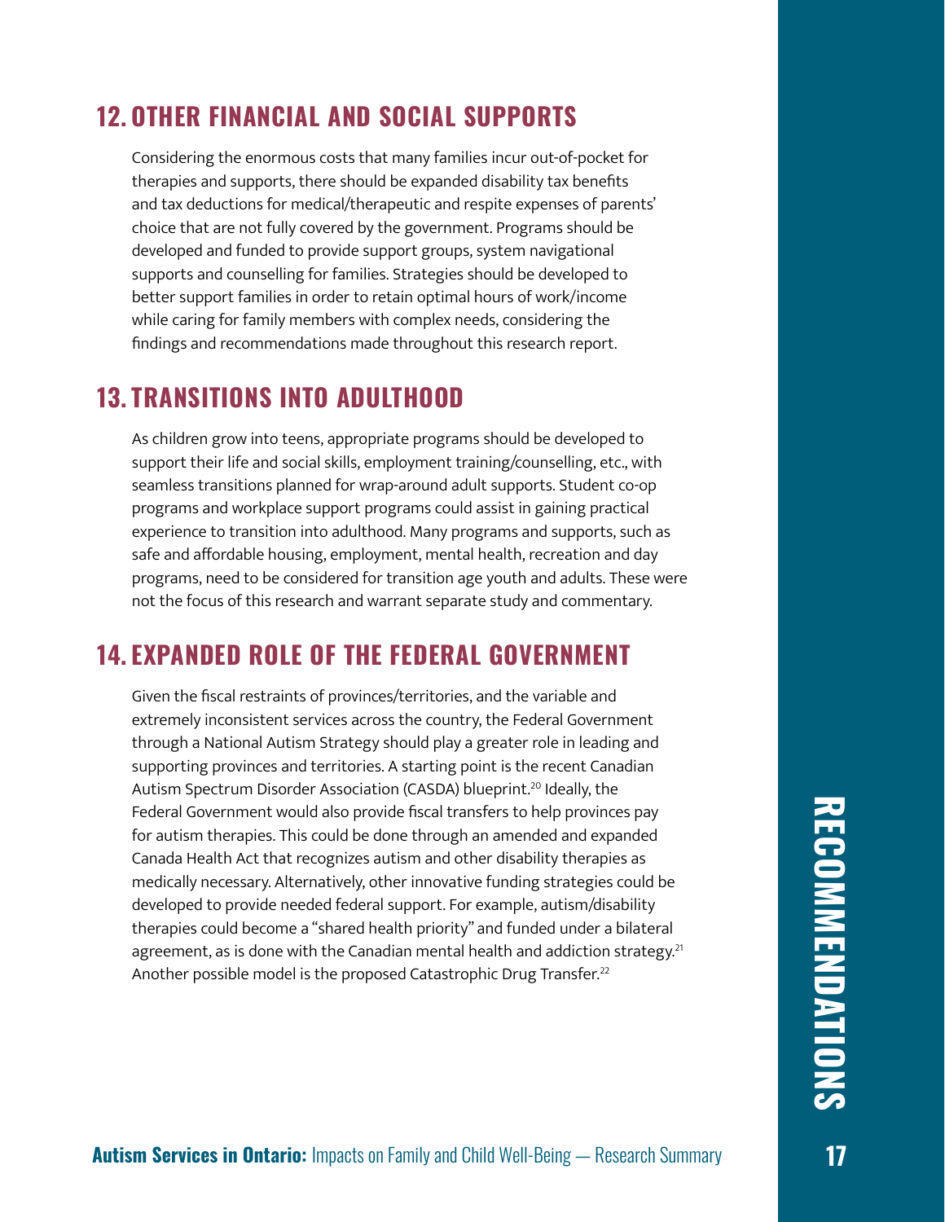## 12. OTHER FINANCIAL AND SOCIAL SUPPORTS

Considering the enormous costs that many families incur out-of-pocket for therapies and supports, there should be expanded disability tax benefits and tax deductions for medical/therapeutic and respite expenses of parents' choice that are not fully covered by the government. Programs should be developed and funded to provide support groups, system navigational supports and counselling for families. Strategies should be developed to better support families in order to retain optimal hours of work/income while caring for family members with complex needs, considering the findings and recommendations made throughout this research report.

## 13. TRANSITIONS INTO ADULTHOOD

As children grow into teens, appropriate programs should be developed to support their life and social skills, employment training/counselling, etc., with seamless transitions planned for wrap-around adult supports. Student co-op programs and workplace support programs could assist in gaining practical experience to transition into adulthood. Many programs and supports, such as safe and affordable housing, employment, mental health, recreation and day programs, need to be considered for transition age youth and adults. These were not the focus of this research and warrant separate study and commentary.

## 14. EXPANDED ROLE OF THE FEDERAL GOVERNMENT

Given the fiscal restraints of provinces/territories, and the variable and extremely inconsistent services across the country, the Federal Government through a National Autism Strategy should play a greater role in leading and supporting provinces and territories. A starting point is the recent Canadian Autism Spectrum Disorder Association (CASDA) blueprint.[20] Ideally, the Federal Government would also provide fiscal transfers to help provinces pay for autism therapies. This could be done through an amended and expanded Canada Health Act that recognizes autism and other disability therapies as medically necessary. Alternatively, other innovative funding strategies could be developed to provide needed federal support. For example, autism/disability therapies could become a "shared health priority" and funded under a bilateral agreement, as is done with the Canadian mental health and addiction strategy.[21] Another possible model is the proposed Catastrophic Drug Transfer.[22]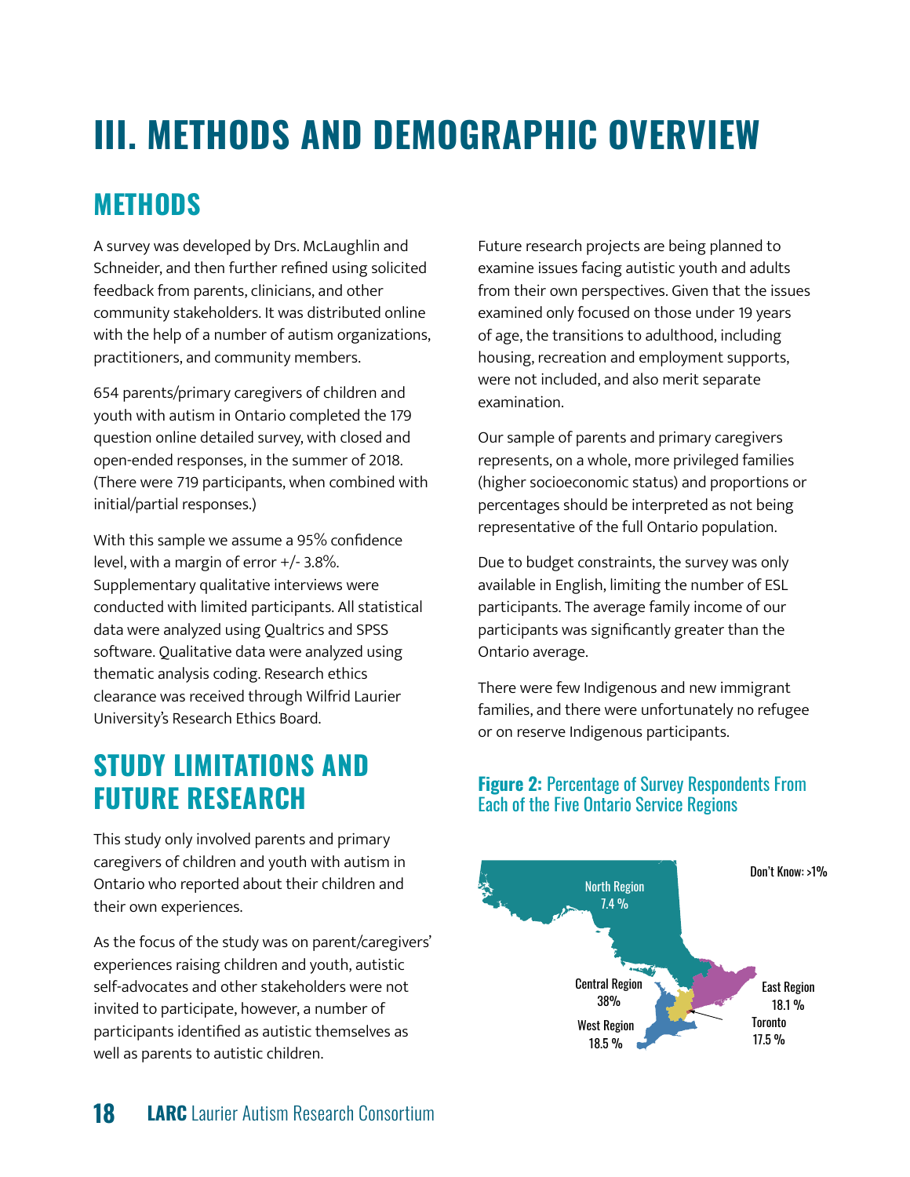# III. METHODS AND DEMOGRAPHIC OVERVIEW

## METHODS

A survey was developed by Drs. McLaughlin and Schneider, and then further refined using solicited feedback from parents, clinicians, and other community stakeholders. It was distributed online with the help of a number of autism organizations, practitioners, and community members.

654 parents/primary caregivers of children and youth with autism in Ontario completed the 179 question online detailed survey, with closed and open-ended responses, in the summer of 2018. (There were 719 participants, when combined with initial/partial responses.)

With this sample we assume a 95% confidence level, with a margin of error +/- 3.8%. Supplementary qualitative interviews were conducted with limited participants. All statistical data were analyzed using Qualtrics and SPSS software. Qualitative data were analyzed using thematic analysis coding. Research ethics clearance was received through Wilfrid Laurier University's Research Ethics Board.

## STUDY LIMITATIONS AND FUTURE RESEARCH

This study only involved parents and primary caregivers of children and youth with autism in Ontario who reported about their children and their own experiences.

As the focus of the study was on parent/caregivers' experiences raising children and youth, autistic self-advocates and other stakeholders were not invited to participate, however, a number of participants identified as autistic themselves as well as parents to autistic children.

Future research projects are being planned to examine issues facing autistic youth and adults from their own perspectives. Given that the issues examined only focused on those under 19 years of age, the transitions to adulthood, including housing, recreation and employment supports, were not included, and also merit separate examination.

Our sample of parents and primary caregivers represents, on a whole, more privileged families (higher socioeconomic status) and proportions or percentages should be interpreted as not being representative of the full Ontario population.

Due to budget constraints, the survey was only available in English, limiting the number of ESL participants. The average family income of our participants was significantly greater than the Ontario average.

There were few Indigenous and new immigrant families, and there were unfortunately no refugee or on reserve Indigenous participants.

**Figure 2:** Percentage of Survey Respondents From Each of the Five Ontario Service Regions

North Region 7.4 %

Central Region 38%

West Region 18.5 %

East Region 18.1 %

Toronto 17.5 %

Don't Know: >1%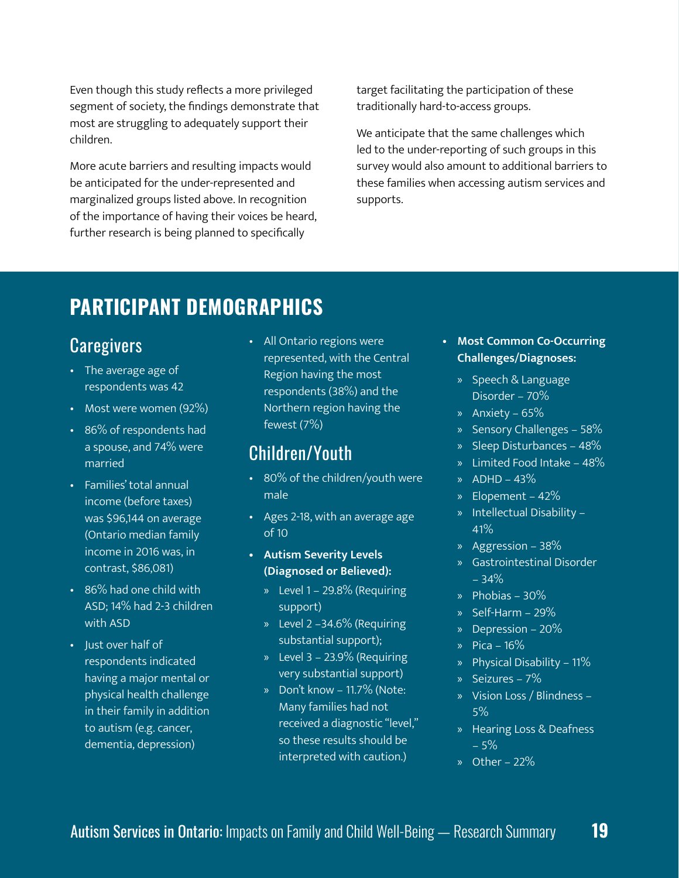Even though this study reflects a more privileged segment of society, the findings demonstrate that most are struggling to adequately support their children.

More acute barriers and resulting impacts would be anticipated for the under-represented and marginalized groups listed above. In recognition of the importance of having their voices be heard, further research is being planned to specifically target facilitating the participation of these traditionally hard-to-access groups.

We anticipate that the same challenges which led to the under-reporting of such groups in this survey would also amount to additional barriers to these families when accessing autism services and supports.

# PARTICIPANT DEMOGRAPHICS

## Caregivers

- The average age of respondents was 42
- Most were women (92%)
- 86% of respondents had a spouse, and 74% were married
- Families' total annual income (before taxes) was $96,144 on average (Ontario median family income in 2016 was, in contrast, $86,081)
- 86% had one child with ASD; 14% had 2-3 children with ASD
- Just over half of respondents indicated having a major mental or physical health challenge in their family in addition to autism (e.g. cancer, dementia, depression)
- All Ontario regions were represented, with the Central Region having the most respondents (38%) and the Northern region having the fewest (7%)

## Children/Youth

- 80% of the children/youth were male
- Ages 2-18, with an average age of 10
- **Autism Severity Levels (Diagnosed or Believed):**
  - Level 1 – 29.8% (Requiring support)
  - Level 2 –34.6% (Requiring substantial support);
  - Level 3 – 23.9% (Requiring very substantial support)
  - Don't know – 11.7% (Note: Many families had not received a diagnostic "level," so these results should be interpreted with caution.)
- **Most Common Co-Occurring Challenges/Diagnoses:**
  - Speech & Language Disorder – 70%
  - Anxiety – 65%
  - Sensory Challenges – 58%
  - Sleep Disturbances – 48%
  - Limited Food Intake – 48%
  - ADHD – 43%
  - Elopement – 42%
  - Intellectual Disability – 41%
  - Aggression – 38%
  - Gastrointestinal Disorder – 34%
  - Phobias – 30%
  - Self-Harm – 29%
  - Depression – 20%
  - Pica – 16%
  - Physical Disability – 11%
  - Seizures – 7%
  - Vision Loss / Blindness – 5%
  - Hearing Loss & Deafness – 5%
  - Other – 22%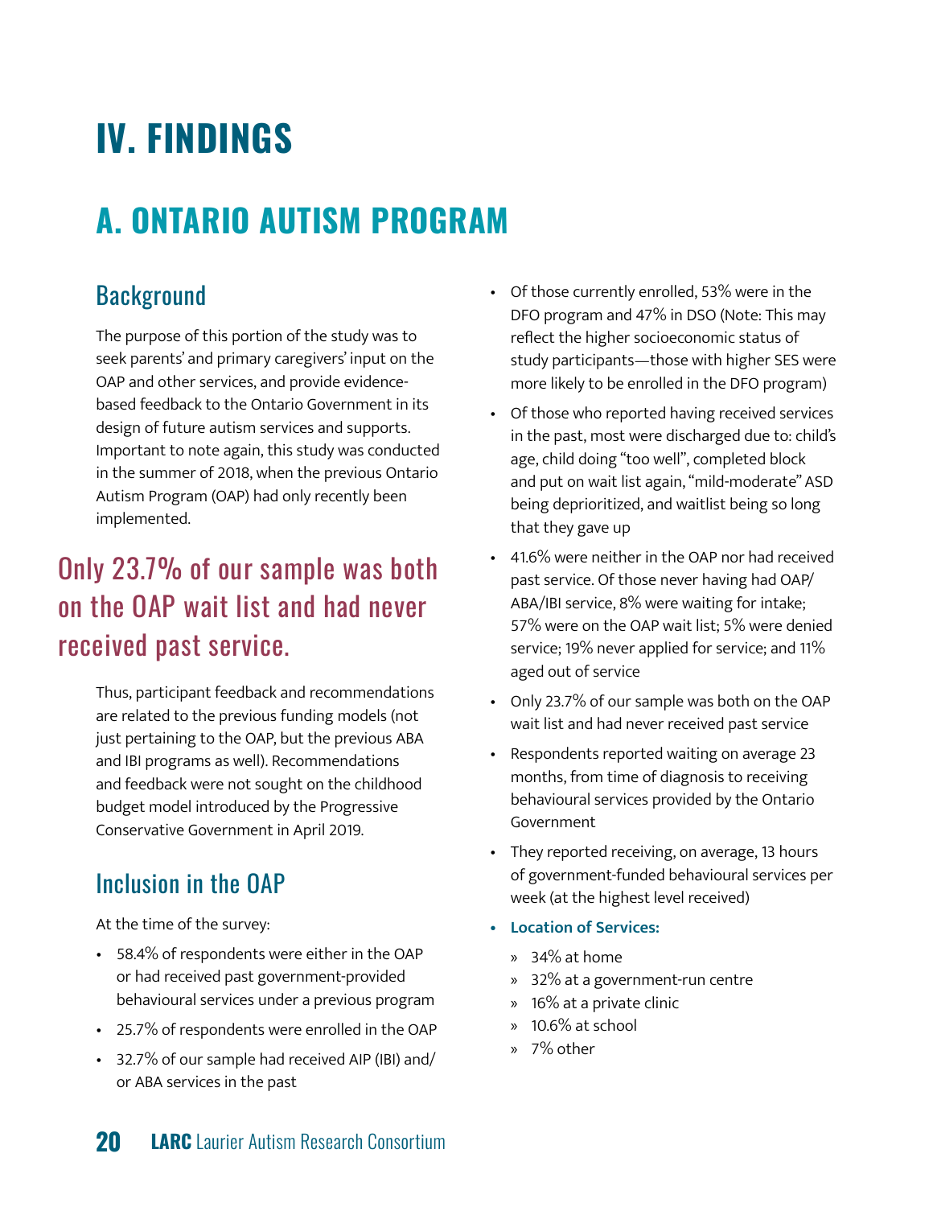# IV. FINDINGS

## A. ONTARIO AUTISM PROGRAM

### Background

The purpose of this portion of the study was to seek parents' and primary caregivers' input on the OAP and other services, and provide evidence-based feedback to the Ontario Government in its design of future autism services and supports. Important to note again, this study was conducted in the summer of 2018, when the previous Ontario Autism Program (OAP) had only recently been implemented.

> Only 23.7% of our sample was both on the OAP wait list and had never received past service.

Thus, participant feedback and recommendations are related to the previous funding models (not just pertaining to the OAP, but the previous ABA and IBI programs as well). Recommendations and feedback were not sought on the childhood budget model introduced by the Progressive Conservative Government in April 2019.

### Inclusion in the OAP

At the time of the survey:

- 58.4% of respondents were either in the OAP or had received past government-provided behavioural services under a previous program
- 25.7% of respondents were enrolled in the OAP
- 32.7% of our sample had received AIP (IBI) and/or ABA services in the past
- Of those currently enrolled, 53% were in the DFO program and 47% in DSO (Note: This may reflect the higher socioeconomic status of study participants—those with higher SES were more likely to be enrolled in the DFO program)
- Of those who reported having received services in the past, most were discharged due to: child's age, child doing "too well", completed block and put on wait list again, "mild-moderate" ASD being deprioritized, and waitlist being so long that they gave up
- 41.6% were neither in the OAP nor had received past service. Of those never having had OAP/ABA/IBI service, 8% were waiting for intake; 57% were on the OAP wait list; 5% were denied service; 19% never applied for service; and 11% aged out of service
- Only 23.7% of our sample was both on the OAP wait list and had never received past service
- Respondents reported waiting on average 23 months, from time of diagnosis to receiving behavioural services provided by the Ontario Government
- They reported receiving, on average, 13 hours of government-funded behavioural services per week (at the highest level received)
- **Location of Services:**
  - 34% at home
  - 32% at a government-run centre
  - 16% at a private clinic
  - 10.6% at school
  - 7% other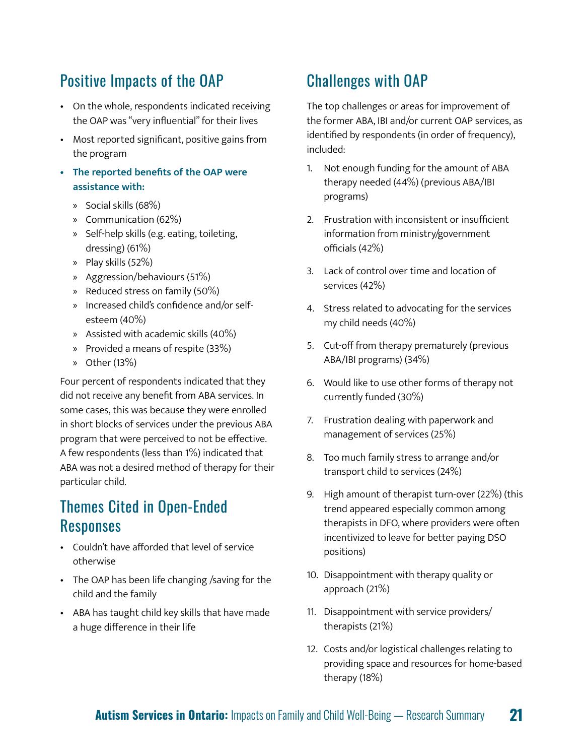## Positive Impacts of the OAP

- On the whole, respondents indicated receiving the OAP was "very influential" for their lives
- Most reported significant, positive gains from the program
- **The reported benefits of the OAP were assistance with:**
  - Social skills (68%)
  - Communication (62%)
  - Self-help skills (e.g. eating, toileting, dressing) (61%)
  - Play skills (52%)
  - Aggression/behaviours (51%)
  - Reduced stress on family (50%)
  - Increased child's confidence and/or self-esteem (40%)
  - Assisted with academic skills (40%)
  - Provided a means of respite (33%)
  - Other (13%)

Four percent of respondents indicated that they did not receive any benefit from ABA services. In some cases, this was because they were enrolled in short blocks of services under the previous ABA program that were perceived to not be effective. A few respondents (less than 1%) indicated that ABA was not a desired method of therapy for their particular child.

## Themes Cited in Open-Ended Responses

- Couldn't have afforded that level of service otherwise
- The OAP has been life changing /saving for the child and the family
- ABA has taught child key skills that have made a huge difference in their life

## Challenges with OAP

The top challenges or areas for improvement of the former ABA, IBI and/or current OAP services, as identified by respondents (in order of frequency), included:

1. Not enough funding for the amount of ABA therapy needed (44%) (previous ABA/IBI programs)
2. Frustration with inconsistent or insufficient information from ministry/government officials (42%)
3. Lack of control over time and location of services (42%)
4. Stress related to advocating for the services my child needs (40%)
5. Cut-off from therapy prematurely (previous ABA/IBI programs) (34%)
6. Would like to use other forms of therapy not currently funded (30%)
7. Frustration dealing with paperwork and management of services (25%)
8. Too much family stress to arrange and/or transport child to services (24%)
9. High amount of therapist turn-over (22%) (this trend appeared especially common among therapists in DFO, where providers were often incentivized to leave for better paying DSO positions)
10. Disappointment with therapy quality or approach (21%)
11. Disappointment with service providers/ therapists (21%)
12. Costs and/or logistical challenges relating to providing space and resources for home-based therapy (18%)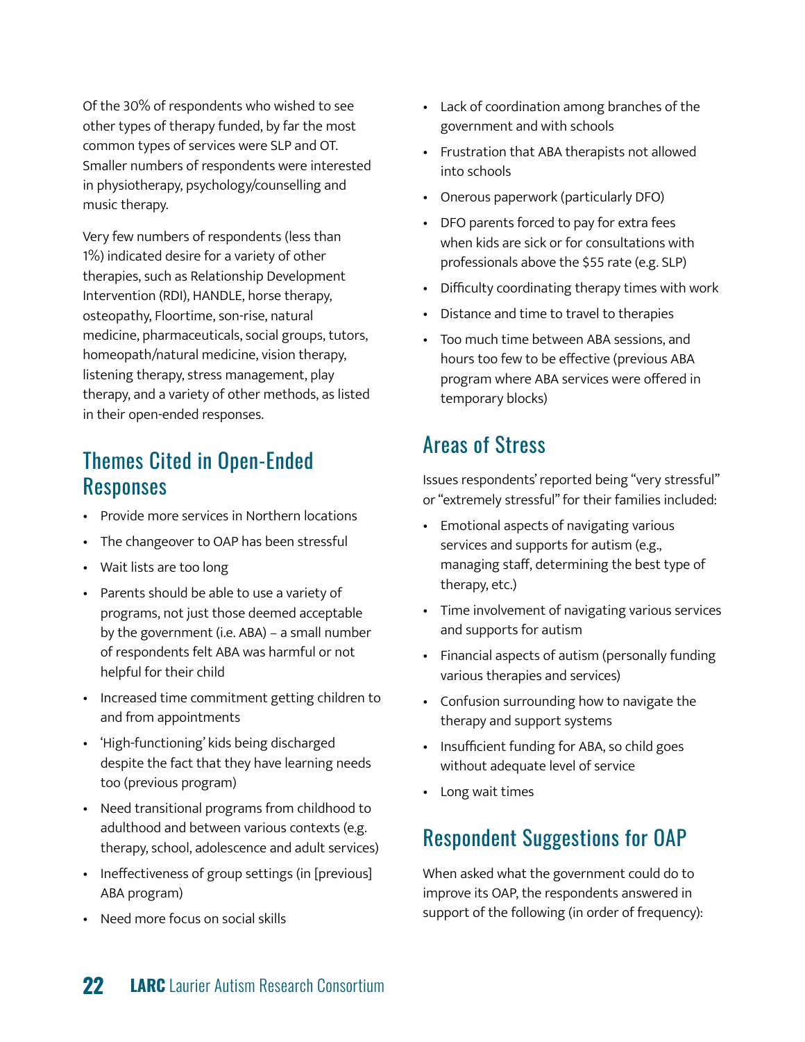Of the 30% of respondents who wished to see other types of therapy funded, by far the most common types of services were SLP and OT. Smaller numbers of respondents were interested in physiotherapy, psychology/counselling and music therapy.

Very few numbers of respondents (less than 1%) indicated desire for a variety of other therapies, such as Relationship Development Intervention (RDI), HANDLE, horse therapy, osteopathy, Floortime, son-rise, natural medicine, pharmaceuticals, social groups, tutors, homeopath/natural medicine, vision therapy, listening therapy, stress management, play therapy, and a variety of other methods, as listed in their open-ended responses.

## Themes Cited in Open-Ended Responses

- Provide more services in Northern locations
- The changeover to OAP has been stressful
- Wait lists are too long
- Parents should be able to use a variety of programs, not just those deemed acceptable by the government (i.e. ABA) – a small number of respondents felt ABA was harmful or not helpful for their child
- Increased time commitment getting children to and from appointments
- 'High-functioning' kids being discharged despite the fact that they have learning needs too (previous program)
- Need transitional programs from childhood to adulthood and between various contexts (e.g. therapy, school, adolescence and adult services)
- Ineffectiveness of group settings (in [previous] ABA program)
- Need more focus on social skills
- Lack of coordination among branches of the government and with schools
- Frustration that ABA therapists not allowed into schools
- Onerous paperwork (particularly DFO)
- DFO parents forced to pay for extra fees when kids are sick or for consultations with professionals above the $55 rate (e.g. SLP)
- Difficulty coordinating therapy times with work
- Distance and time to travel to therapies
- Too much time between ABA sessions, and hours too few to be effective (previous ABA program where ABA services were offered in temporary blocks)

## Areas of Stress

Issues respondents' reported being "very stressful" or "extremely stressful" for their families included:

- Emotional aspects of navigating various services and supports for autism (e.g., managing staff, determining the best type of therapy, etc.)
- Time involvement of navigating various services and supports for autism
- Financial aspects of autism (personally funding various therapies and services)
- Confusion surrounding how to navigate the therapy and support systems
- Insufficient funding for ABA, so child goes without adequate level of service
- Long wait times

## Respondent Suggestions for OAP

When asked what the government could do to improve its OAP, the respondents answered in support of the following (in order of frequency):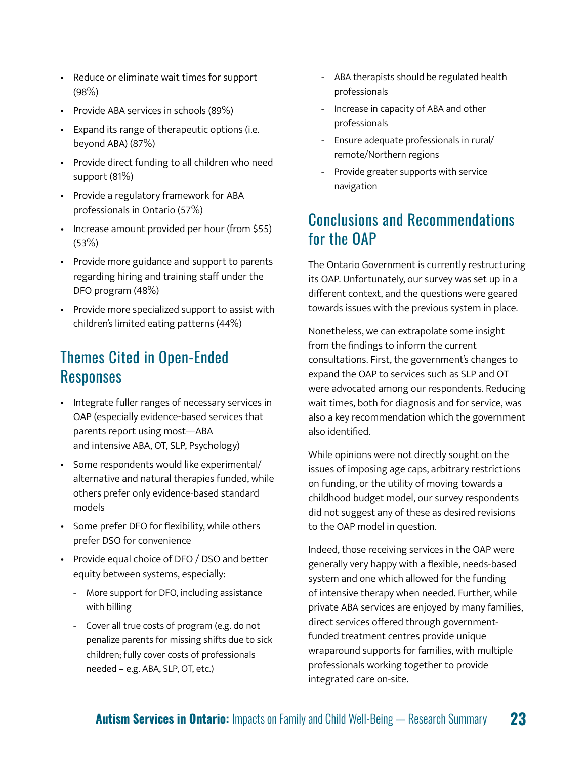- Reduce or eliminate wait times for support (98%)
- Provide ABA services in schools (89%)
- Expand its range of therapeutic options (i.e. beyond ABA) (87%)
- Provide direct funding to all children who need support (81%)
- Provide a regulatory framework for ABA professionals in Ontario (57%)
- Increase amount provided per hour (from $55) (53%)
- Provide more guidance and support to parents regarding hiring and training staff under the DFO program (48%)
- Provide more specialized support to assist with children's limited eating patterns (44%)

## Themes Cited in Open-Ended Responses

- Integrate fuller ranges of necessary services in OAP (especially evidence-based services that parents report using most—ABA and intensive ABA, OT, SLP, Psychology)
- Some respondents would like experimental/ alternative and natural therapies funded, while others prefer only evidence-based standard models
- Some prefer DFO for flexibility, while others prefer DSO for convenience
- Provide equal choice of DFO / DSO and better equity between systems, especially:
  - More support for DFO, including assistance with billing
  - Cover all true costs of program (e.g. do not penalize parents for missing shifts due to sick children; fully cover costs of professionals needed – e.g. ABA, SLP, OT, etc.)
  - ABA therapists should be regulated health professionals
  - Increase in capacity of ABA and other professionals
  - Ensure adequate professionals in rural/ remote/Northern regions
  - Provide greater supports with service navigation

## Conclusions and Recommendations for the OAP

The Ontario Government is currently restructuring its OAP. Unfortunately, our survey was set up in a different context, and the questions were geared towards issues with the previous system in place.

Nonetheless, we can extrapolate some insight from the findings to inform the current consultations. First, the government's changes to expand the OAP to services such as SLP and OT were advocated among our respondents. Reducing wait times, both for diagnosis and for service, was also a key recommendation which the government also identified.

While opinions were not directly sought on the issues of imposing age caps, arbitrary restrictions on funding, or the utility of moving towards a childhood budget model, our survey respondents did not suggest any of these as desired revisions to the OAP model in question.

Indeed, those receiving services in the OAP were generally very happy with a flexible, needs-based system and one which allowed for the funding of intensive therapy when needed. Further, while private ABA services are enjoyed by many families, direct services offered through government-funded treatment centres provide unique wraparound supports for families, with multiple professionals working together to provide integrated care on-site.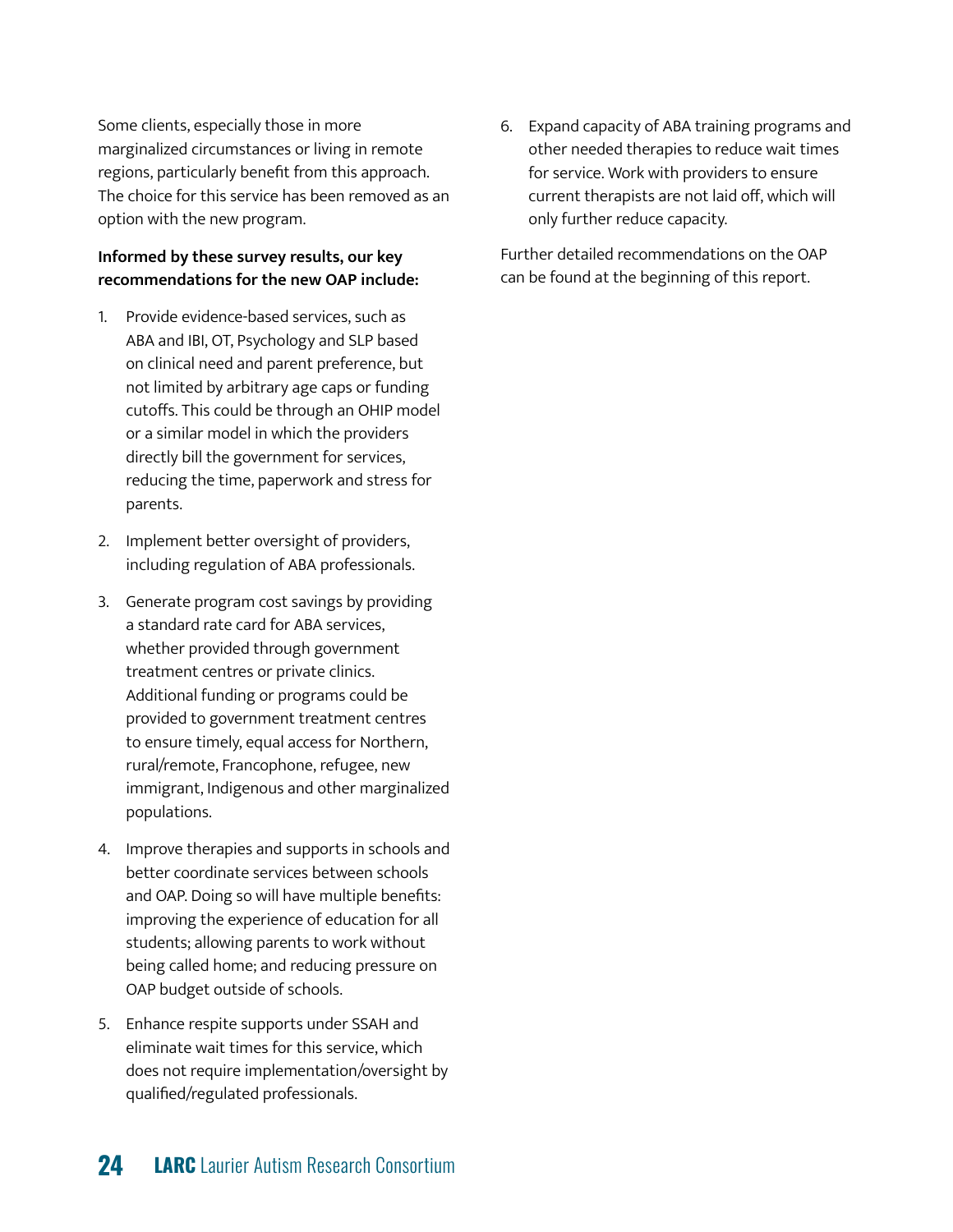Some clients, especially those in more marginalized circumstances or living in remote regions, particularly benefit from this approach. The choice for this service has been removed as an option with the new program.

**Informed by these survey results, our key recommendations for the new OAP include:**

1. Provide evidence-based services, such as ABA and IBI, OT, Psychology and SLP based on clinical need and parent preference, but not limited by arbitrary age caps or funding cutoffs. This could be through an OHIP model or a similar model in which the providers directly bill the government for services, reducing the time, paperwork and stress for parents.
2. Implement better oversight of providers, including regulation of ABA professionals.
3. Generate program cost savings by providing a standard rate card for ABA services, whether provided through government treatment centres or private clinics. Additional funding or programs could be provided to government treatment centres to ensure timely, equal access for Northern, rural/remote, Francophone, refugee, new immigrant, Indigenous and other marginalized populations.
4. Improve therapies and supports in schools and better coordinate services between schools and OAP. Doing so will have multiple benefits: improving the experience of education for all students; allowing parents to work without being called home; and reducing pressure on OAP budget outside of schools.
5. Enhance respite supports under SSAH and eliminate wait times for this service, which does not require implementation/oversight by qualified/regulated professionals.
6. Expand capacity of ABA training programs and other needed therapies to reduce wait times for service. Work with providers to ensure current therapists are not laid off, which will only further reduce capacity.

Further detailed recommendations on the OAP can be found at the beginning of this report.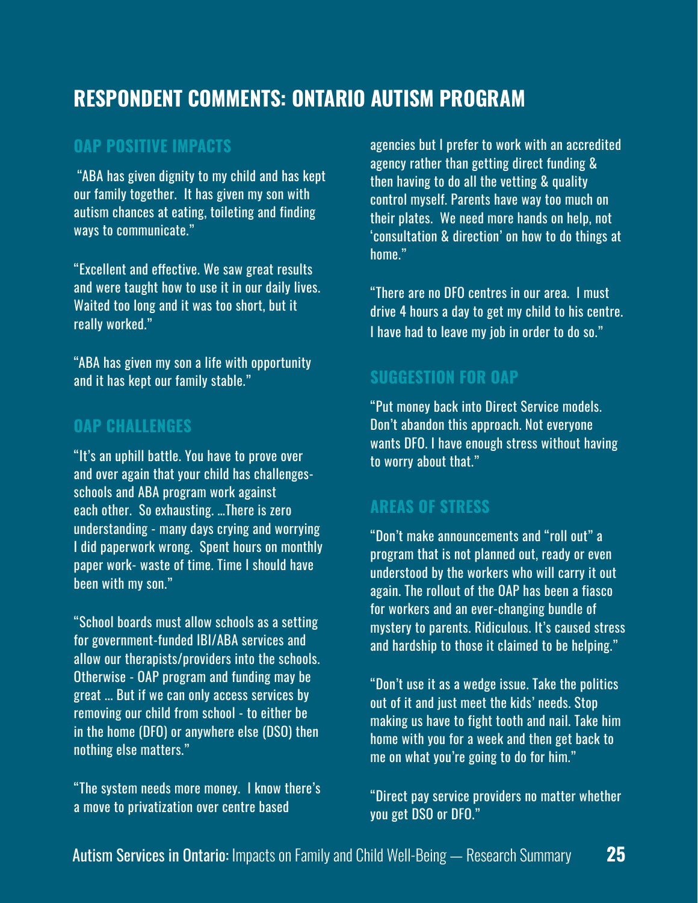# RESPONDENT COMMENTS: ONTARIO AUTISM PROGRAM

## OAP POSITIVE IMPACTS

"ABA has given dignity to my child and has kept our family together. It has given my son with autism chances at eating, toileting and finding ways to communicate."

"Excellent and effective. We saw great results and were taught how to use it in our daily lives. Waited too long and it was too short, but it really worked."

"ABA has given my son a life with opportunity and it has kept our family stable."

## OAP CHALLENGES

"It's an uphill battle. You have to prove over and over again that your child has challenges- schools and ABA program work against each other. So exhausting. …There is zero understanding - many days crying and worrying I did paperwork wrong. Spent hours on monthly paper work- waste of time. Time I should have been with my son."

"School boards must allow schools as a setting for government-funded IBI/ABA services and allow our therapists/providers into the schools. Otherwise - OAP program and funding may be great … But if we can only access services by removing our child from school - to either be in the home (DFO) or anywhere else (DSO) then nothing else matters."

"The system needs more money. I know there's a move to privatization over centre based agencies but I prefer to work with an accredited agency rather than getting direct funding & then having to do all the vetting & quality control myself. Parents have way too much on their plates. We need more hands on help, not 'consultation & direction' on how to do things at home."

"There are no DFO centres in our area. I must drive 4 hours a day to get my child to his centre. I have had to leave my job in order to do so."

## SUGGESTION FOR OAP

"Put money back into Direct Service models. Don't abandon this approach. Not everyone wants DFO. I have enough stress without having to worry about that."

## AREAS OF STRESS

"Don't make announcements and "roll out" a program that is not planned out, ready or even understood by the workers who will carry it out again. The rollout of the OAP has been a fiasco for workers and an ever-changing bundle of mystery to parents. Ridiculous. It's caused stress and hardship to those it claimed to be helping."

"Don't use it as a wedge issue. Take the politics out of it and just meet the kids' needs. Stop making us have to fight tooth and nail. Take him home with you for a week and then get back to me on what you're going to do for him."

"Direct pay service providers no matter whether you get DSO or DFO."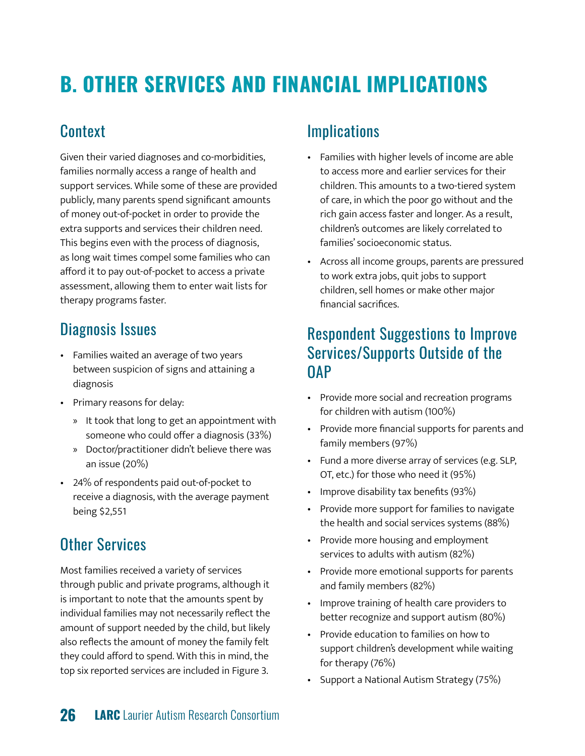# B. OTHER SERVICES AND FINANCIAL IMPLICATIONS

## Context

Given their varied diagnoses and co-morbidities, families normally access a range of health and support services. While some of these are provided publicly, many parents spend significant amounts of money out-of-pocket in order to provide the extra supports and services their children need. This begins even with the process of diagnosis, as long wait times compel some families who can afford it to pay out-of-pocket to access a private assessment, allowing them to enter wait lists for therapy programs faster.

## Diagnosis Issues

- Families waited an average of two years between suspicion of signs and attaining a diagnosis
- Primary reasons for delay:
  - It took that long to get an appointment with someone who could offer a diagnosis (33%)
  - Doctor/practitioner didn't believe there was an issue (20%)
- 24% of respondents paid out-of-pocket to receive a diagnosis, with the average payment being $2,551

## Other Services

Most families received a variety of services through public and private programs, although it is important to note that the amounts spent by individual families may not necessarily reflect the amount of support needed by the child, but likely also reflects the amount of money the family felt they could afford to spend. With this in mind, the top six reported services are included in Figure 3.

## Implications

- Families with higher levels of income are able to access more and earlier services for their children. This amounts to a two-tiered system of care, in which the poor go without and the rich gain access faster and longer. As a result, children's outcomes are likely correlated to families' socioeconomic status.
- Across all income groups, parents are pressured to work extra jobs, quit jobs to support children, sell homes or make other major financial sacrifices.

## Respondent Suggestions to Improve Services/Supports Outside of the OAP

- Provide more social and recreation programs for children with autism (100%)
- Provide more financial supports for parents and family members (97%)
- Fund a more diverse array of services (e.g. SLP, OT, etc.) for those who need it (95%)
- Improve disability tax benefits (93%)
- Provide more support for families to navigate the health and social services systems (88%)
- Provide more housing and employment services to adults with autism (82%)
- Provide more emotional supports for parents and family members (82%)
- Improve training of health care providers to better recognize and support autism (80%)
- Provide education to families on how to support children's development while waiting for therapy (76%)
- Support a National Autism Strategy (75%)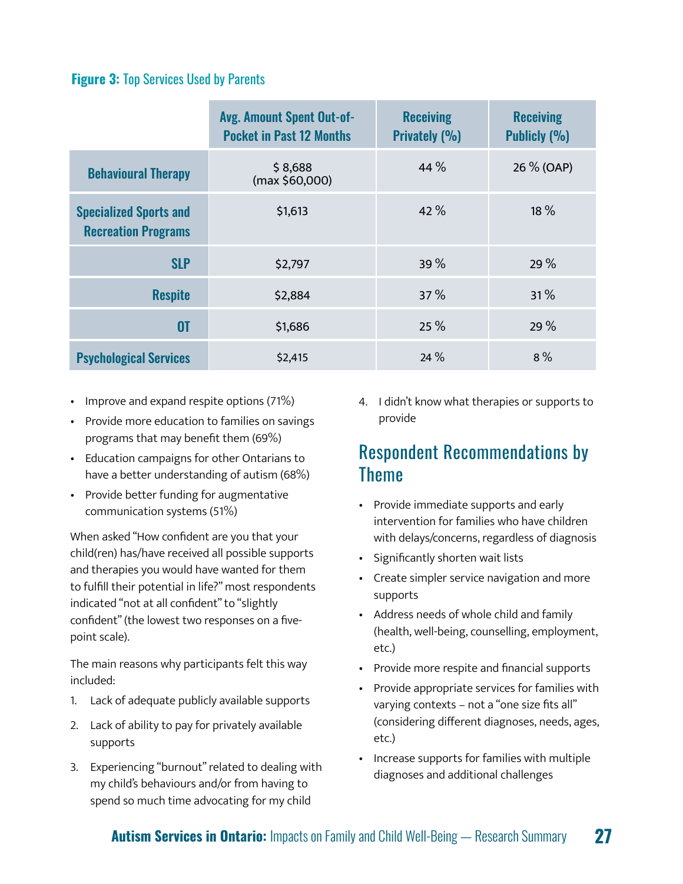**Figure 3:** Top Services Used by Parents

| | Avg. Amount Spent Out-of-Pocket in Past 12 Months | Receiving Privately (%) | Receiving Publicly (%) |
|---|---|---|---|
| **Behavioural Therapy** | $ 8,688 (max $60,000) | 44 % | 26 % (OAP) |
| **Specialized Sports and Recreation Programs** | $1,613 | 42 % | 18 % |
| **SLP** | $2,797 | 39 % | 29 % |
| **Respite** | $2,884 | 37 % | 31 % |
| **OT** | $1,686 | 25 % | 29 % |
| **Psychological Services** | $2,415 | 24 % | 8 % |

- Improve and expand respite options (71%)
- Provide more education to families on savings programs that may benefit them (69%)
- Education campaigns for other Ontarians to have a better understanding of autism (68%)
- Provide better funding for augmentative communication systems (51%)

When asked "How confident are you that your child(ren) has/have received all possible supports and therapies you would have wanted for them to fulfill their potential in life?" most respondents indicated "not at all confident" to "slightly confident" (the lowest two responses on a five-point scale).

The main reasons why participants felt this way included:

1. Lack of adequate publicly available supports
2. Lack of ability to pay for privately available supports
3. Experiencing "burnout" related to dealing with my child's behaviours and/or from having to spend so much time advocating for my child
4. I didn't know what therapies or supports to provide

## Respondent Recommendations by Theme

- Provide immediate supports and early intervention for families who have children with delays/concerns, regardless of diagnosis
- Significantly shorten wait lists
- Create simpler service navigation and more supports
- Address needs of whole child and family (health, well-being, counselling, employment, etc.)
- Provide more respite and financial supports
- Provide appropriate services for families with varying contexts – not a "one size fits all" (considering different diagnoses, needs, ages, etc.)
- Increase supports for families with multiple diagnoses and additional challenges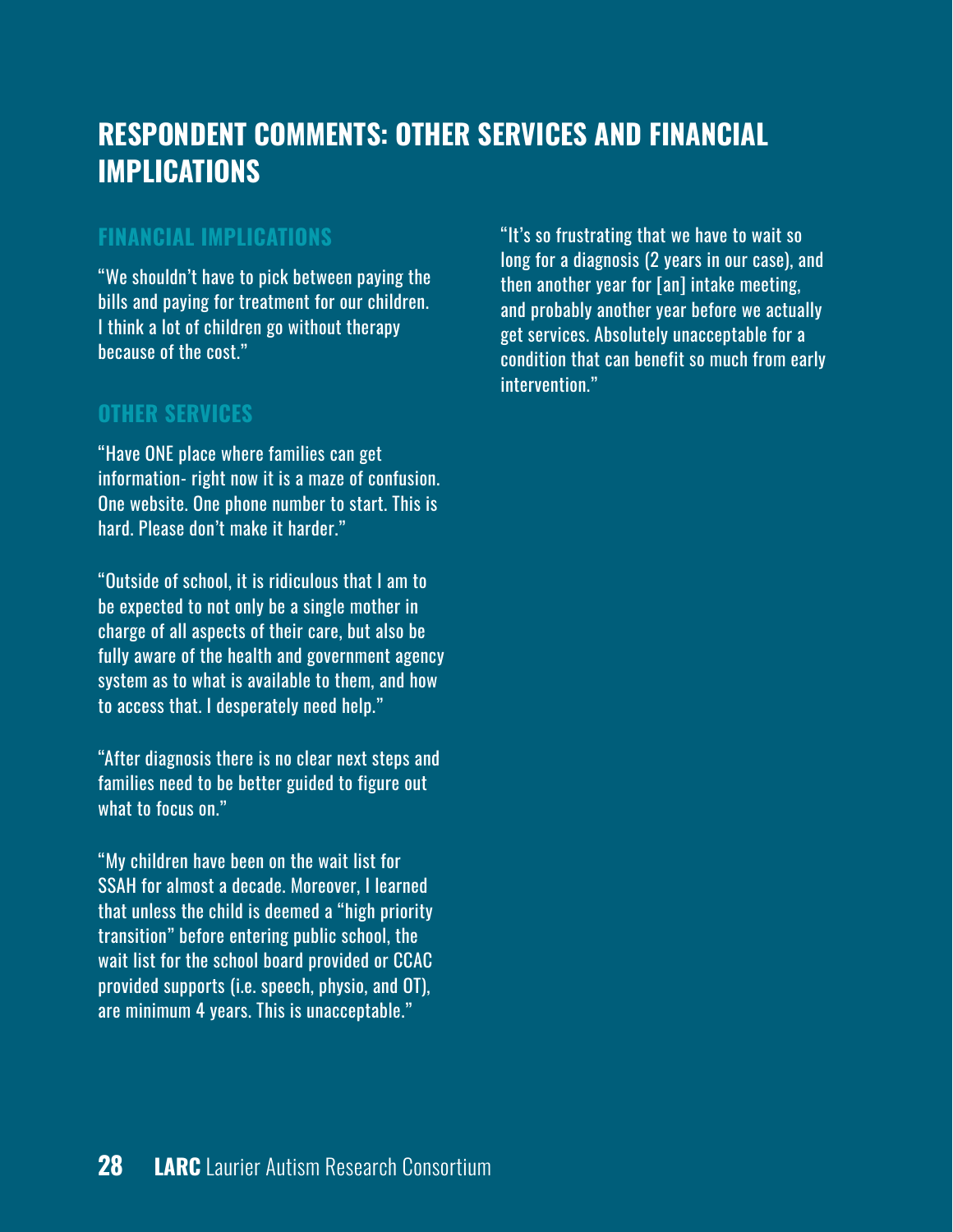# RESPONDENT COMMENTS: OTHER SERVICES AND FINANCIAL IMPLICATIONS

## FINANCIAL IMPLICATIONS

"We shouldn't have to pick between paying the bills and paying for treatment for our children. I think a lot of children go without therapy because of the cost."

## OTHER SERVICES

"Have ONE place where families can get information- right now it is a maze of confusion. One website. One phone number to start. This is hard. Please don't make it harder."

"Outside of school, it is ridiculous that I am to be expected to not only be a single mother in charge of all aspects of their care, but also be fully aware of the health and government agency system as to what is available to them, and how to access that. I desperately need help."

"After diagnosis there is no clear next steps and families need to be better guided to figure out what to focus on."

"My children have been on the wait list for SSAH for almost a decade. Moreover, I learned that unless the child is deemed a "high priority transition" before entering public school, the wait list for the school board provided or CCAC provided supports (i.e. speech, physio, and OT), are minimum 4 years. This is unacceptable."

"It's so frustrating that we have to wait so long for a diagnosis (2 years in our case), and then another year for [an] intake meeting, and probably another year before we actually get services. Absolutely unacceptable for a condition that can benefit so much from early intervention."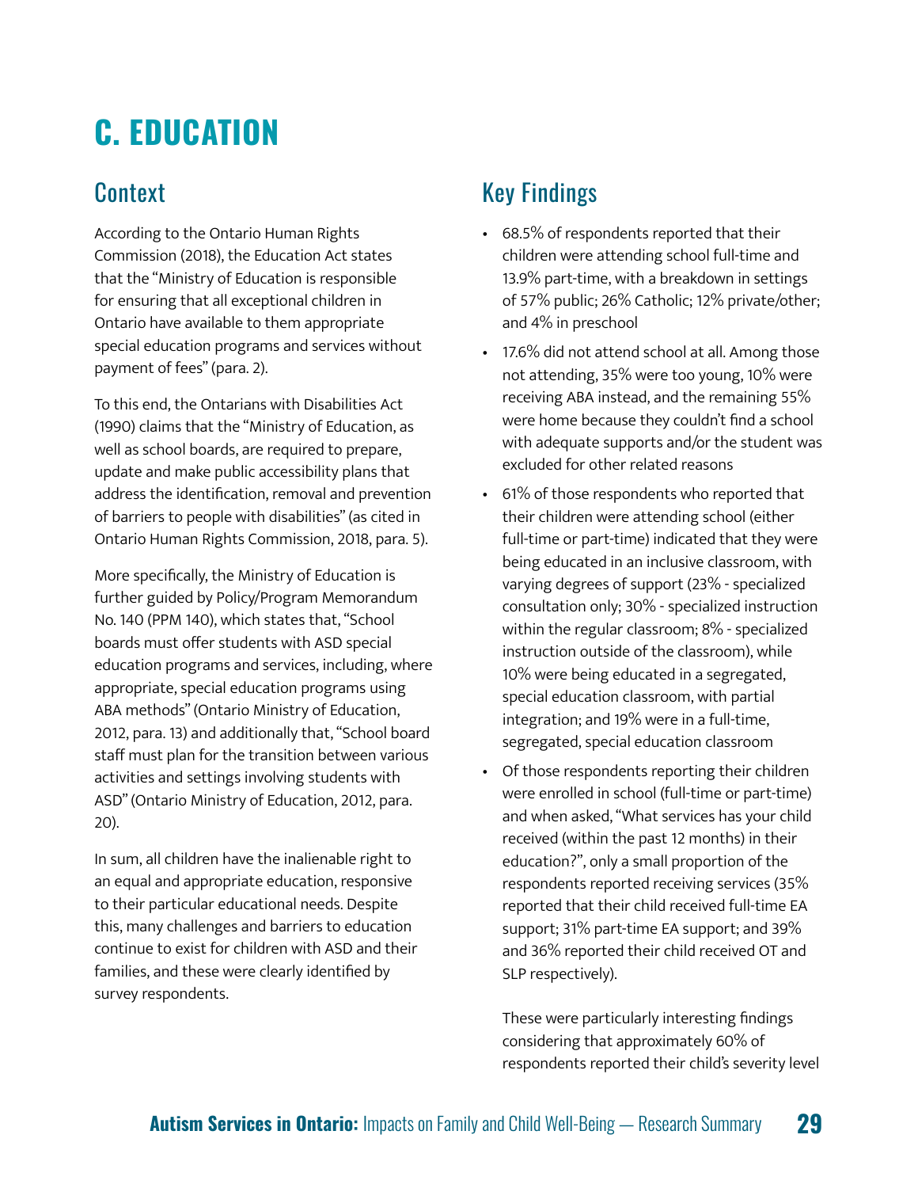# C. EDUCATION

## Context

According to the Ontario Human Rights Commission (2018), the Education Act states that the "Ministry of Education is responsible for ensuring that all exceptional children in Ontario have available to them appropriate special education programs and services without payment of fees" (para. 2).

To this end, the Ontarians with Disabilities Act (1990) claims that the "Ministry of Education, as well as school boards, are required to prepare, update and make public accessibility plans that address the identification, removal and prevention of barriers to people with disabilities" (as cited in Ontario Human Rights Commission, 2018, para. 5).

More specifically, the Ministry of Education is further guided by Policy/Program Memorandum No. 140 (PPM 140), which states that, "School boards must offer students with ASD special education programs and services, including, where appropriate, special education programs using ABA methods" (Ontario Ministry of Education, 2012, para. 13) and additionally that, "School board staff must plan for the transition between various activities and settings involving students with ASD" (Ontario Ministry of Education, 2012, para. 20).

In sum, all children have the inalienable right to an equal and appropriate education, responsive to their particular educational needs. Despite this, many challenges and barriers to education continue to exist for children with ASD and their families, and these were clearly identified by survey respondents.

## Key Findings

- 68.5% of respondents reported that their children were attending school full-time and 13.9% part-time, with a breakdown in settings of 57% public; 26% Catholic; 12% private/other; and 4% in preschool
- 17.6% did not attend school at all. Among those not attending, 35% were too young, 10% were receiving ABA instead, and the remaining 55% were home because they couldn't find a school with adequate supports and/or the student was excluded for other related reasons
- 61% of those respondents who reported that their children were attending school (either full-time or part-time) indicated that they were being educated in an inclusive classroom, with varying degrees of support (23% - specialized consultation only; 30% - specialized instruction within the regular classroom; 8% - specialized instruction outside of the classroom), while 10% were being educated in a segregated, special education classroom, with partial integration; and 19% were in a full-time, segregated, special education classroom
- Of those respondents reporting their children were enrolled in school (full-time or part-time) and when asked, "What services has your child received (within the past 12 months) in their education?", only a small proportion of the respondents reported receiving services (35% reported that their child received full-time EA support; 31% part-time EA support; and 39% and 36% reported their child received OT and SLP respectively).

  These were particularly interesting findings considering that approximately 60% of respondents reported their child's severity level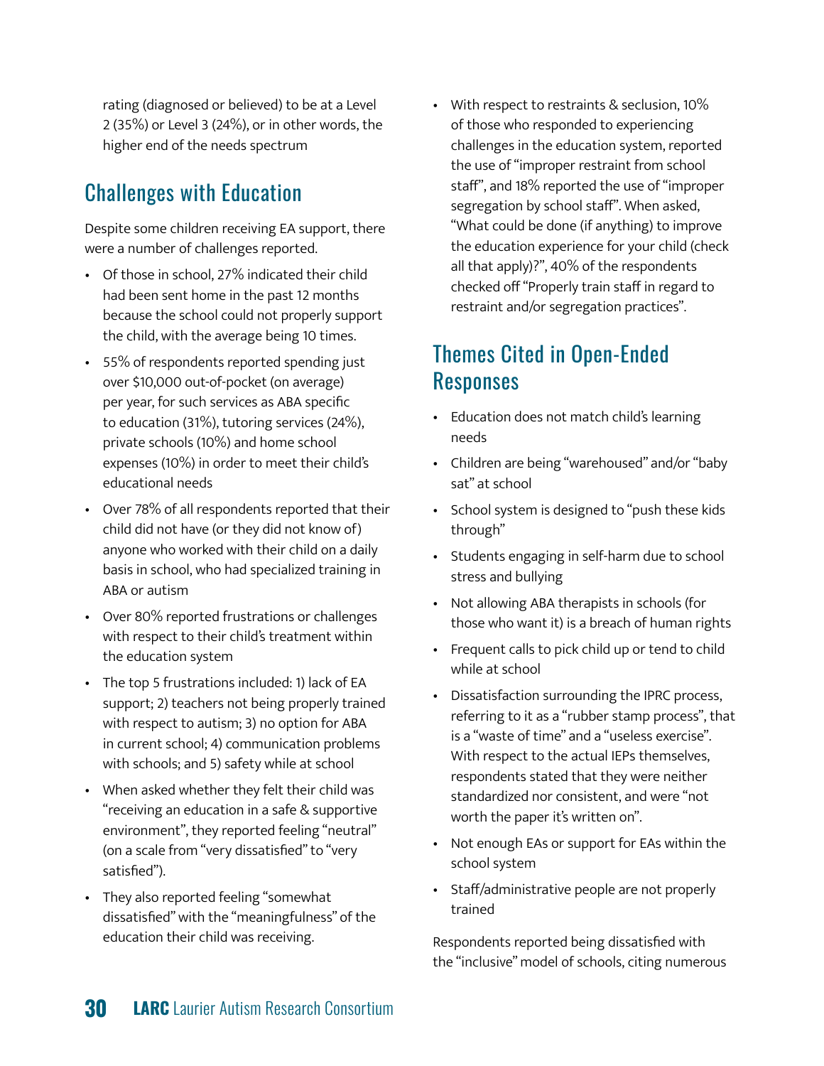rating (diagnosed or believed) to be at a Level 2 (35%) or Level 3 (24%), or in other words, the higher end of the needs spectrum

## Challenges with Education

Despite some children receiving EA support, there were a number of challenges reported.

- Of those in school, 27% indicated their child had been sent home in the past 12 months because the school could not properly support the child, with the average being 10 times.
- 55% of respondents reported spending just over $10,000 out-of-pocket (on average) per year, for such services as ABA specific to education (31%), tutoring services (24%), private schools (10%) and home school expenses (10%) in order to meet their child's educational needs
- Over 78% of all respondents reported that their child did not have (or they did not know of) anyone who worked with their child on a daily basis in school, who had specialized training in ABA or autism
- Over 80% reported frustrations or challenges with respect to their child's treatment within the education system
- The top 5 frustrations included: 1) lack of EA support; 2) teachers not being properly trained with respect to autism; 3) no option for ABA in current school; 4) communication problems with schools; and 5) safety while at school
- When asked whether they felt their child was "receiving an education in a safe & supportive environment", they reported feeling "neutral" (on a scale from "very dissatisfied" to "very satisfied").
- They also reported feeling "somewhat dissatisfied" with the "meaningfulness" of the education their child was receiving.
- With respect to restraints & seclusion, 10% of those who responded to experiencing challenges in the education system, reported the use of "improper restraint from school staff", and 18% reported the use of "improper segregation by school staff". When asked, "What could be done (if anything) to improve the education experience for your child (check all that apply)?", 40% of the respondents checked off "Properly train staff in regard to restraint and/or segregation practices".

## Themes Cited in Open-Ended Responses

- Education does not match child's learning needs
- Children are being "warehoused" and/or "baby sat" at school
- School system is designed to "push these kids through"
- Students engaging in self-harm due to school stress and bullying
- Not allowing ABA therapists in schools (for those who want it) is a breach of human rights
- Frequent calls to pick child up or tend to child while at school
- Dissatisfaction surrounding the IPRC process, referring to it as a "rubber stamp process", that is a "waste of time" and a "useless exercise". With respect to the actual IEPs themselves, respondents stated that they were neither standardized nor consistent, and were "not worth the paper it's written on".
- Not enough EAs or support for EAs within the school system
- Staff/administrative people are not properly trained

Respondents reported being dissatisfied with the "inclusive" model of schools, citing numerous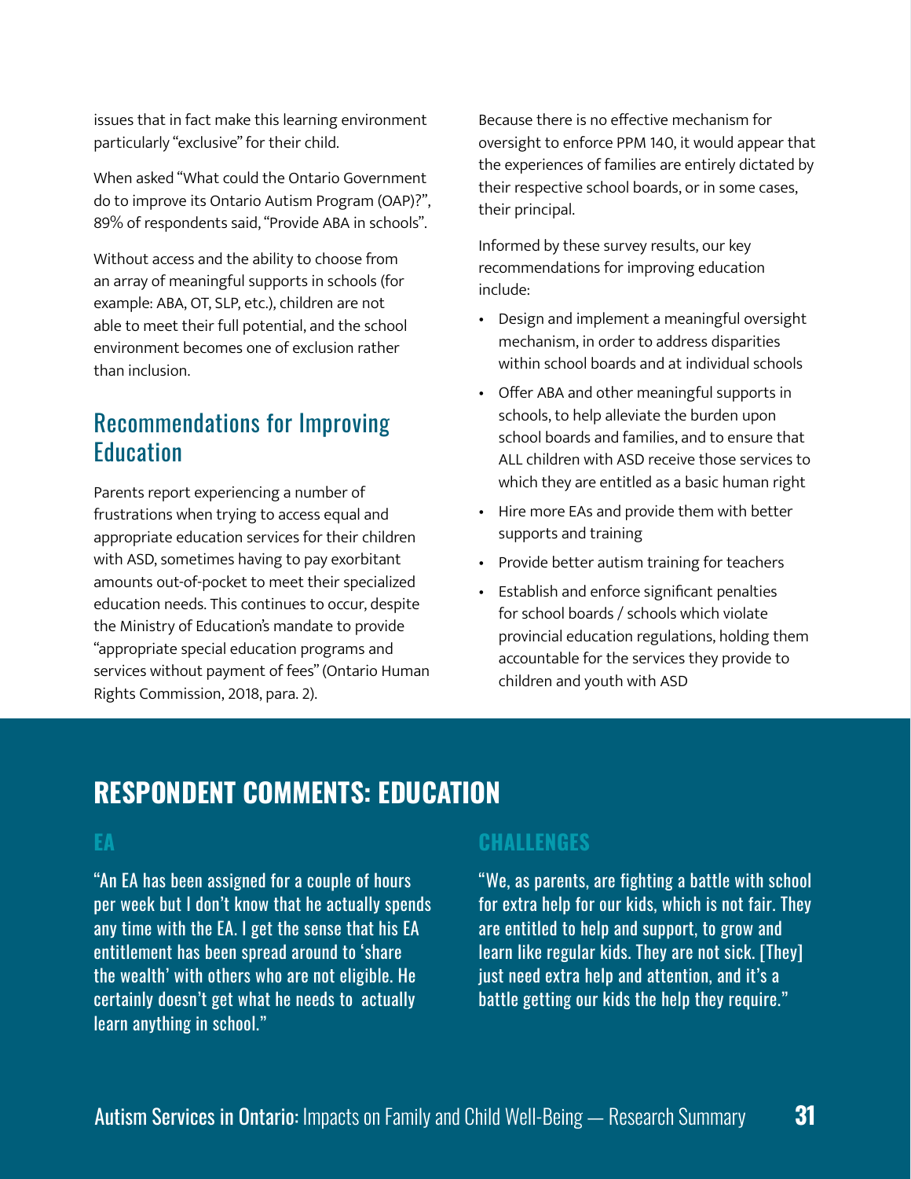issues that in fact make this learning environment particularly "exclusive" for their child.

When asked "What could the Ontario Government do to improve its Ontario Autism Program (OAP)?", 89% of respondents said, "Provide ABA in schools".

Without access and the ability to choose from an array of meaningful supports in schools (for example: ABA, OT, SLP, etc.), children are not able to meet their full potential, and the school environment becomes one of exclusion rather than inclusion.

## Recommendations for Improving Education

Parents report experiencing a number of frustrations when trying to access equal and appropriate education services for their children with ASD, sometimes having to pay exorbitant amounts out-of-pocket to meet their specialized education needs. This continues to occur, despite the Ministry of Education's mandate to provide "appropriate special education programs and services without payment of fees" (Ontario Human Rights Commission, 2018, para. 2).

Because there is no effective mechanism for oversight to enforce PPM 140, it would appear that the experiences of families are entirely dictated by their respective school boards, or in some cases, their principal.

Informed by these survey results, our key recommendations for improving education include:

- Design and implement a meaningful oversight mechanism, in order to address disparities within school boards and at individual schools
- Offer ABA and other meaningful supports in schools, to help alleviate the burden upon school boards and families, and to ensure that ALL children with ASD receive those services to which they are entitled as a basic human right
- Hire more EAs and provide them with better supports and training
- Provide better autism training for teachers
- Establish and enforce significant penalties for school boards / schools which violate provincial education regulations, holding them accountable for the services they provide to children and youth with ASD

## RESPONDENT COMMENTS: EDUCATION

### EA

"An EA has been assigned for a couple of hours per week but I don't know that he actually spends any time with the EA. I get the sense that his EA entitlement has been spread around to 'share the wealth' with others who are not eligible. He certainly doesn't get what he needs to actually learn anything in school."

### CHALLENGES

"We, as parents, are fighting a battle with school for extra help for our kids, which is not fair. They are entitled to help and support, to grow and learn like regular kids. They are not sick. [They] just need extra help and attention, and it's a battle getting our kids the help they require."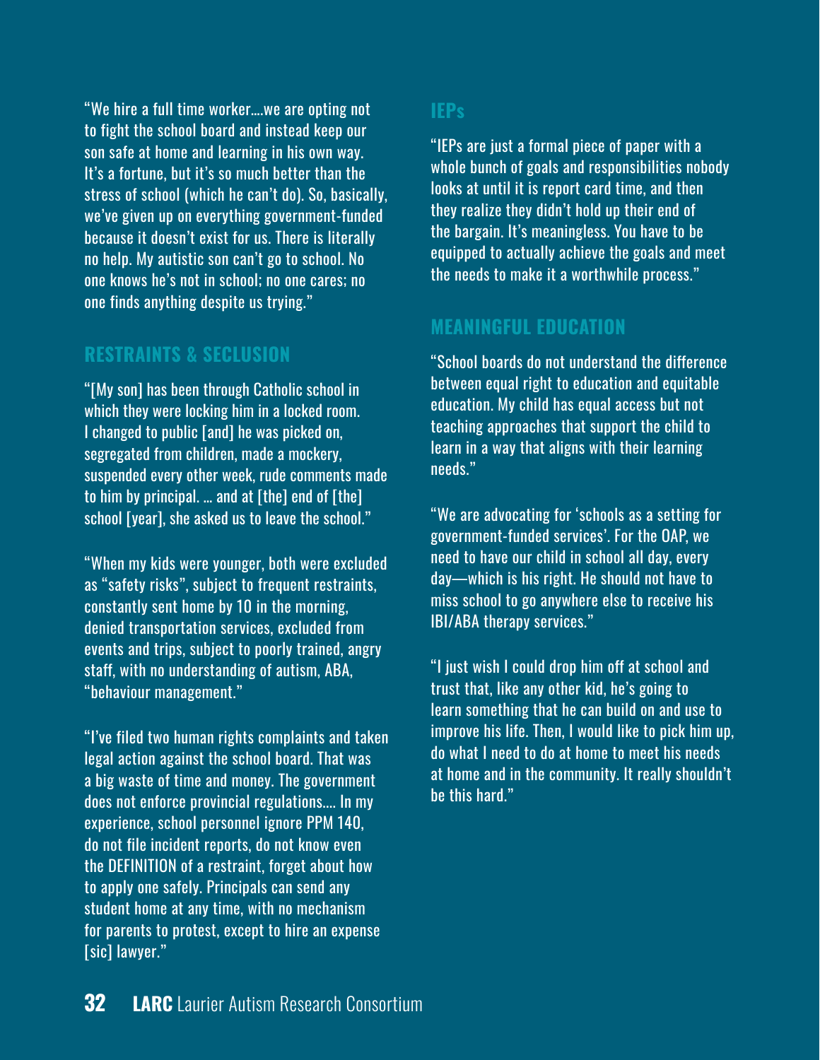"We hire a full time worker….we are opting not to fight the school board and instead keep our son safe at home and learning in his own way. It's a fortune, but it's so much better than the stress of school (which he can't do). So, basically, we've given up on everything government-funded because it doesn't exist for us. There is literally no help. My autistic son can't go to school. No one knows he's not in school; no one cares; no one finds anything despite us trying."

## RESTRAINTS & SECLUSION

"[My son] has been through Catholic school in which they were locking him in a locked room. I changed to public [and] he was picked on, segregated from children, made a mockery, suspended every other week, rude comments made to him by principal. … and at [the] end of [the] school [year], she asked us to leave the school."

"When my kids were younger, both were excluded as "safety risks", subject to frequent restraints, constantly sent home by 10 in the morning, denied transportation services, excluded from events and trips, subject to poorly trained, angry staff, with no understanding of autism, ABA, "behaviour management."

"I've filed two human rights complaints and taken legal action against the school board. That was a big waste of time and money. The government does not enforce provincial regulations…. In my experience, school personnel ignore PPM 140, do not file incident reports, do not know even the DEFINITION of a restraint, forget about how to apply one safely. Principals can send any student home at any time, with no mechanism for parents to protest, except to hire an expense [sic] lawyer."

## IEPs

"IEPs are just a formal piece of paper with a whole bunch of goals and responsibilities nobody looks at until it is report card time, and then they realize they didn't hold up their end of the bargain. It's meaningless. You have to be equipped to actually achieve the goals and meet the needs to make it a worthwhile process."

## MEANINGFUL EDUCATION

"School boards do not understand the difference between equal right to education and equitable education. My child has equal access but not teaching approaches that support the child to learn in a way that aligns with their learning needs."

"We are advocating for 'schools as a setting for government-funded services'. For the OAP, we need to have our child in school all day, every day—which is his right. He should not have to miss school to go anywhere else to receive his IBI/ABA therapy services."

"I just wish I could drop him off at school and trust that, like any other kid, he's going to learn something that he can build on and use to improve his life. Then, I would like to pick him up, do what I need to do at home to meet his needs at home and in the community. It really shouldn't be this hard."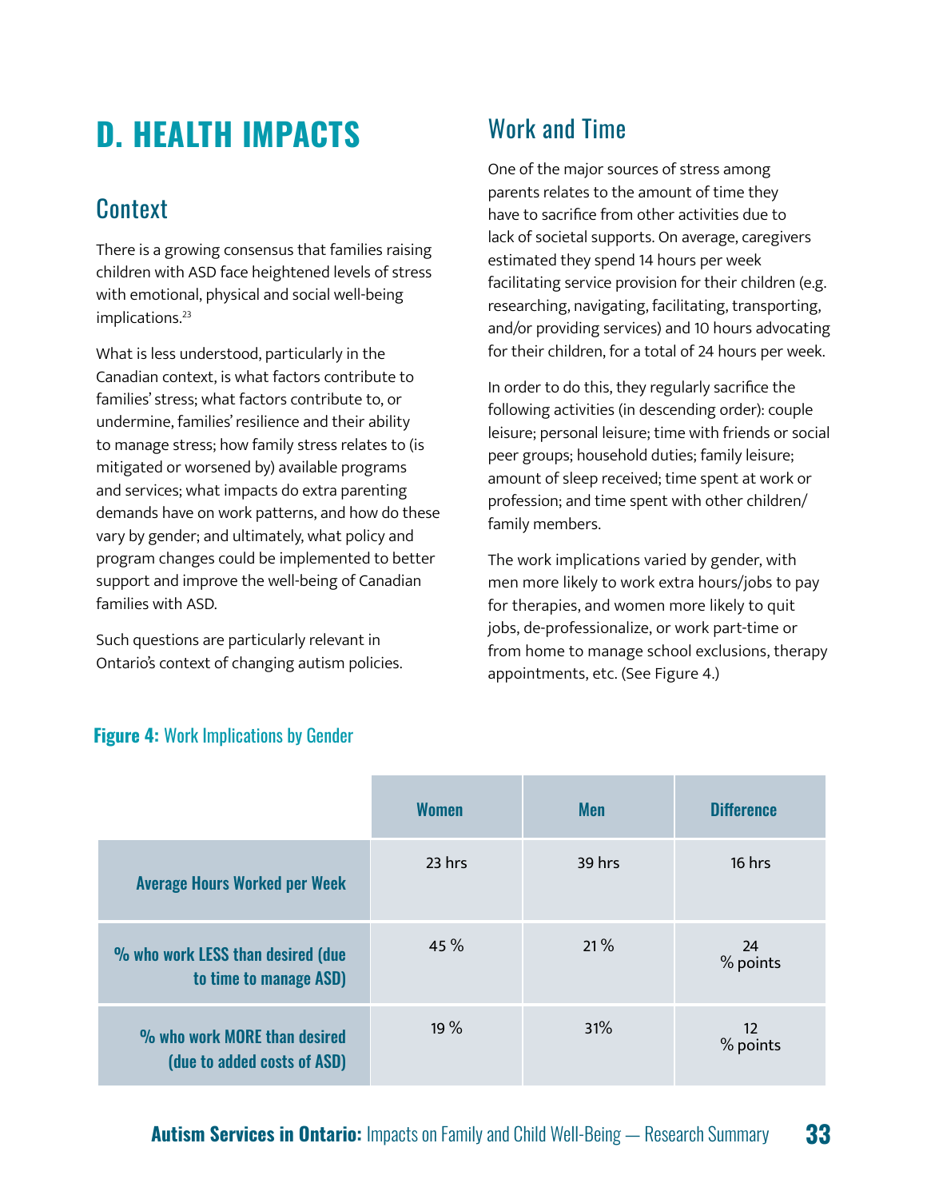# D. HEALTH IMPACTS

## Context

There is a growing consensus that families raising children with ASD face heightened levels of stress with emotional, physical and social well-being implications.[23]

What is less understood, particularly in the Canadian context, is what factors contribute to families' stress; what factors contribute to, or undermine, families' resilience and their ability to manage stress; how family stress relates to (is mitigated or worsened by) available programs and services; what impacts do extra parenting demands have on work patterns, and how do these vary by gender; and ultimately, what policy and program changes could be implemented to better support and improve the well-being of Canadian families with ASD.

Such questions are particularly relevant in Ontario's context of changing autism policies.

## Work and Time

One of the major sources of stress among parents relates to the amount of time they have to sacrifice from other activities due to lack of societal supports. On average, caregivers estimated they spend 14 hours per week facilitating service provision for their children (e.g. researching, navigating, facilitating, transporting, and/or providing services) and 10 hours advocating for their children, for a total of 24 hours per week.

In order to do this, they regularly sacrifice the following activities (in descending order): couple leisure; personal leisure; time with friends or social peer groups; household duties; family leisure; amount of sleep received; time spent at work or profession; and time spent with other children/family members.

The work implications varied by gender, with men more likely to work extra hours/jobs to pay for therapies, and women more likely to quit jobs, de-professionalize, or work part-time or from home to manage school exclusions, therapy appointments, etc. (See Figure 4.)

**Figure 4:** Work Implications by Gender

| | Women | Men | Difference |
|---|---|---|---|
| Average Hours Worked per Week | 23 hrs | 39 hrs | 16 hrs |
| % who work LESS than desired (due to time to manage ASD) | 45 % | 21 % | 24 % points |
| % who work MORE than desired (due to added costs of ASD) | 19 % | 31% | 12 % points |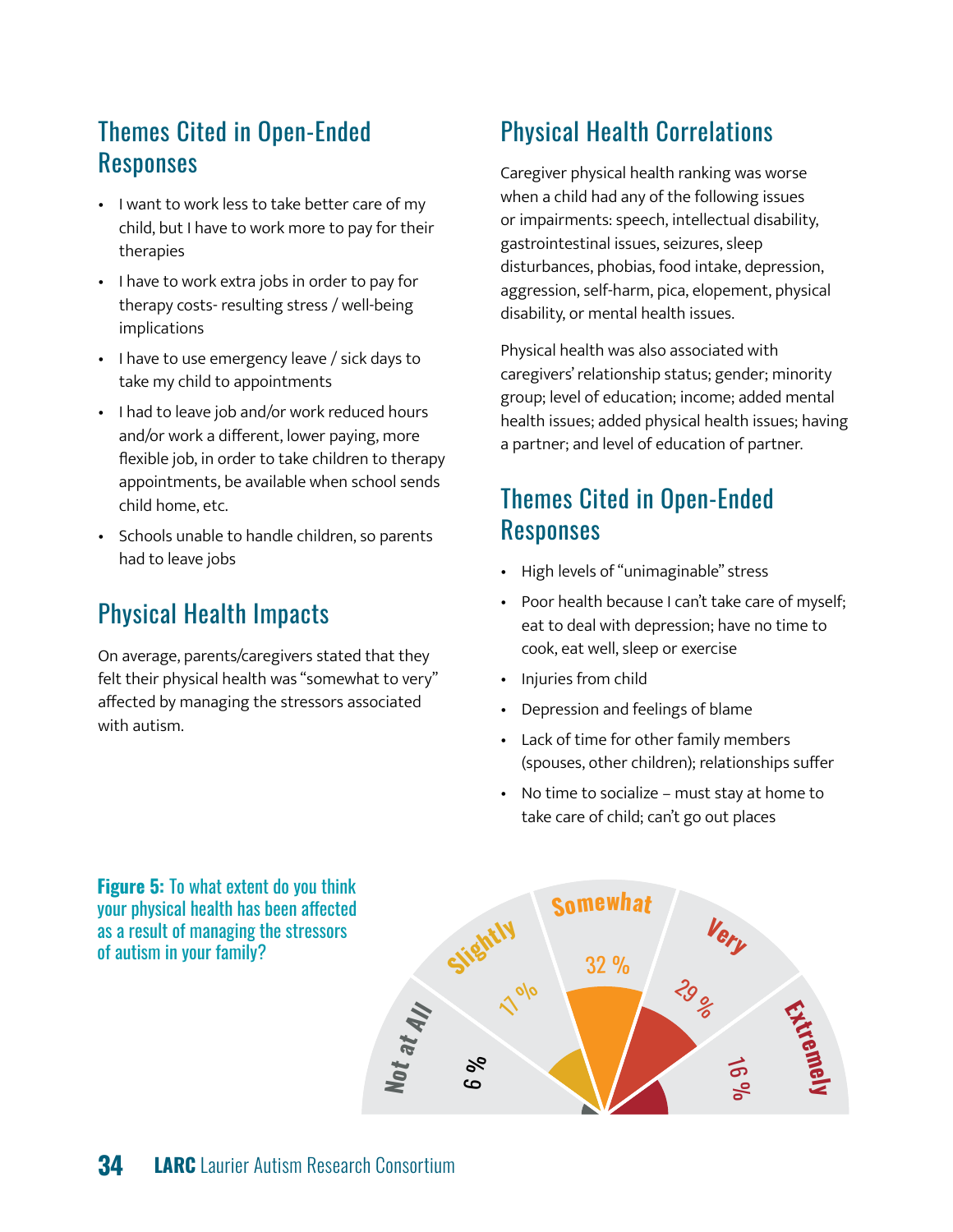## Themes Cited in Open-Ended Responses

- I want to work less to take better care of my child, but I have to work more to pay for their therapies
- I have to work extra jobs in order to pay for therapy costs- resulting stress / well-being implications
- I have to use emergency leave / sick days to take my child to appointments
- I had to leave job and/or work reduced hours and/or work a different, lower paying, more flexible job, in order to take children to therapy appointments, be available when school sends child home, etc.
- Schools unable to handle children, so parents had to leave jobs

## Physical Health Impacts

On average, parents/caregivers stated that they felt their physical health was "somewhat to very" affected by managing the stressors associated with autism.

## Physical Health Correlations

Caregiver physical health ranking was worse when a child had any of the following issues or impairments: speech, intellectual disability, gastrointestinal issues, seizures, sleep disturbances, phobias, food intake, depression, aggression, self-harm, pica, elopement, physical disability, or mental health issues.

Physical health was also associated with caregivers' relationship status; gender; minority group; level of education; income; added mental health issues; added physical health issues; having a partner; and level of education of partner.

## Themes Cited in Open-Ended Responses

- High levels of "unimaginable" stress
- Poor health because I can't take care of myself; eat to deal with depression; have no time to cook, eat well, sleep or exercise
- Injuries from child
- Depression and feelings of blame
- Lack of time for other family members (spouses, other children); relationships suffer
- No time to socialize – must stay at home to take care of child; can't go out places

**Figure 5:** To what extent do you think your physical health has been affected as a result of managing the stressors of autism in your family?

| Response | Percentage |
|---|---|
| Not at All | 6 % |
| Slightly | 17 % |
| Somewhat | 32 % |
| Very | 29 % |
| Extremely | 16 % |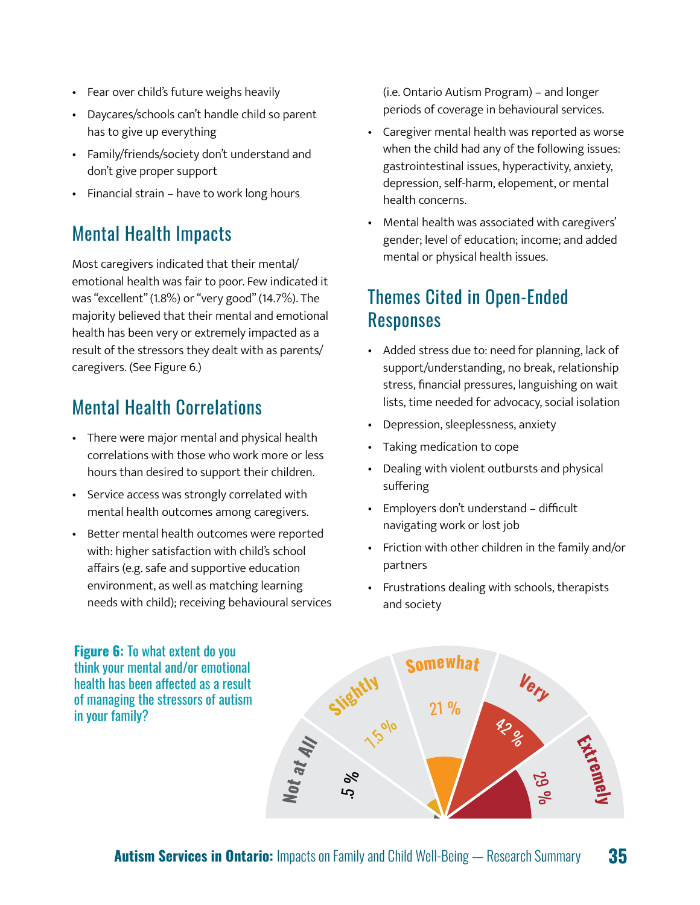- Fear over child's future weighs heavily
- Daycares/schools can't handle child so parent has to give up everything
- Family/friends/society don't understand and don't give proper support
- Financial strain – have to work long hours

## Mental Health Impacts

Most caregivers indicated that their mental/emotional health was fair to poor. Few indicated it was "excellent" (1.8%) or "very good" (14.7%). The majority believed that their mental and emotional health has been very or extremely impacted as a result of the stressors they dealt with as parents/caregivers. (See Figure 6.)

## Mental Health Correlations

- There were major mental and physical health correlations with those who work more or less hours than desired to support their children.
- Service access was strongly correlated with mental health outcomes among caregivers.
- Better mental health outcomes were reported with: higher satisfaction with child's school affairs (e.g. safe and supportive education environment, as well as matching learning needs with child); receiving behavioural services (i.e. Ontario Autism Program) – and longer periods of coverage in behavioural services.
- Caregiver mental health was reported as worse when the child had any of the following issues: gastrointestinal issues, hyperactivity, anxiety, depression, self-harm, elopement, or mental health concerns.
- Mental health was associated with caregivers' gender; level of education; income; and added mental or physical health issues.

## Themes Cited in Open-Ended Responses

- Added stress due to: need for planning, lack of support/understanding, no break, relationship stress, financial pressures, languishing on wait lists, time needed for advocacy, social isolation
- Depression, sleeplessness, anxiety
- Taking medication to cope
- Dealing with violent outbursts and physical suffering
- Employers don't understand – difficult navigating work or lost job
- Friction with other children in the family and/or partners
- Frustrations dealing with schools, therapists and society

**Figure 6:** To what extent do you think your mental and/or emotional health has been affected as a result of managing the stressors of autism in your family?

| Response | Percentage |
|---|---|
| Not at All | .5 % |
| Slightly | 7.5 % |
| Somewhat | 21 % |
| Very | 42 % |
| Extremely | 29 % |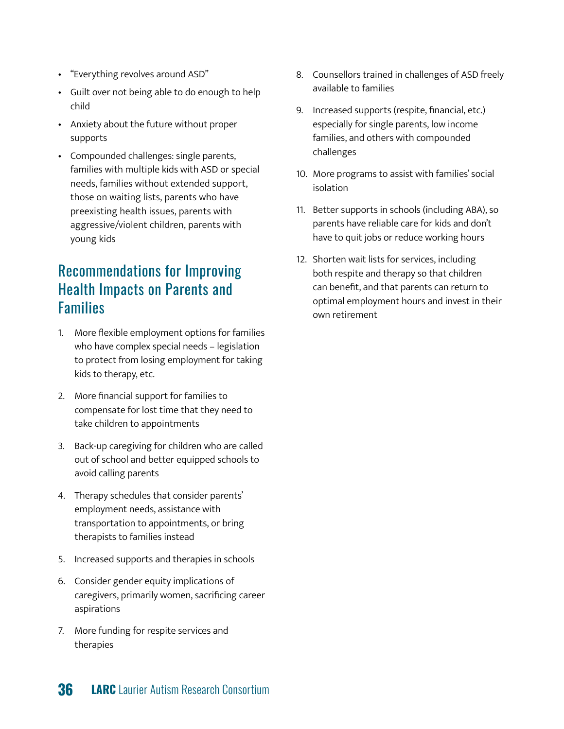- "Everything revolves around ASD"
- Guilt over not being able to do enough to help child
- Anxiety about the future without proper supports
- Compounded challenges: single parents, families with multiple kids with ASD or special needs, families without extended support, those on waiting lists, parents who have preexisting health issues, parents with aggressive/violent children, parents with young kids

## Recommendations for Improving Health Impacts on Parents and Families

1. More flexible employment options for families who have complex special needs – legislation to protect from losing employment for taking kids to therapy, etc.
2. More financial support for families to compensate for lost time that they need to take children to appointments
3. Back-up caregiving for children who are called out of school and better equipped schools to avoid calling parents
4. Therapy schedules that consider parents' employment needs, assistance with transportation to appointments, or bring therapists to families instead
5. Increased supports and therapies in schools
6. Consider gender equity implications of caregivers, primarily women, sacrificing career aspirations
7. More funding for respite services and therapies
8. Counsellors trained in challenges of ASD freely available to families
9. Increased supports (respite, financial, etc.) especially for single parents, low income families, and others with compounded challenges
10. More programs to assist with families' social isolation
11. Better supports in schools (including ABA), so parents have reliable care for kids and don't have to quit jobs or reduce working hours
12. Shorten wait lists for services, including both respite and therapy so that children can benefit, and that parents can return to optimal employment hours and invest in their own retirement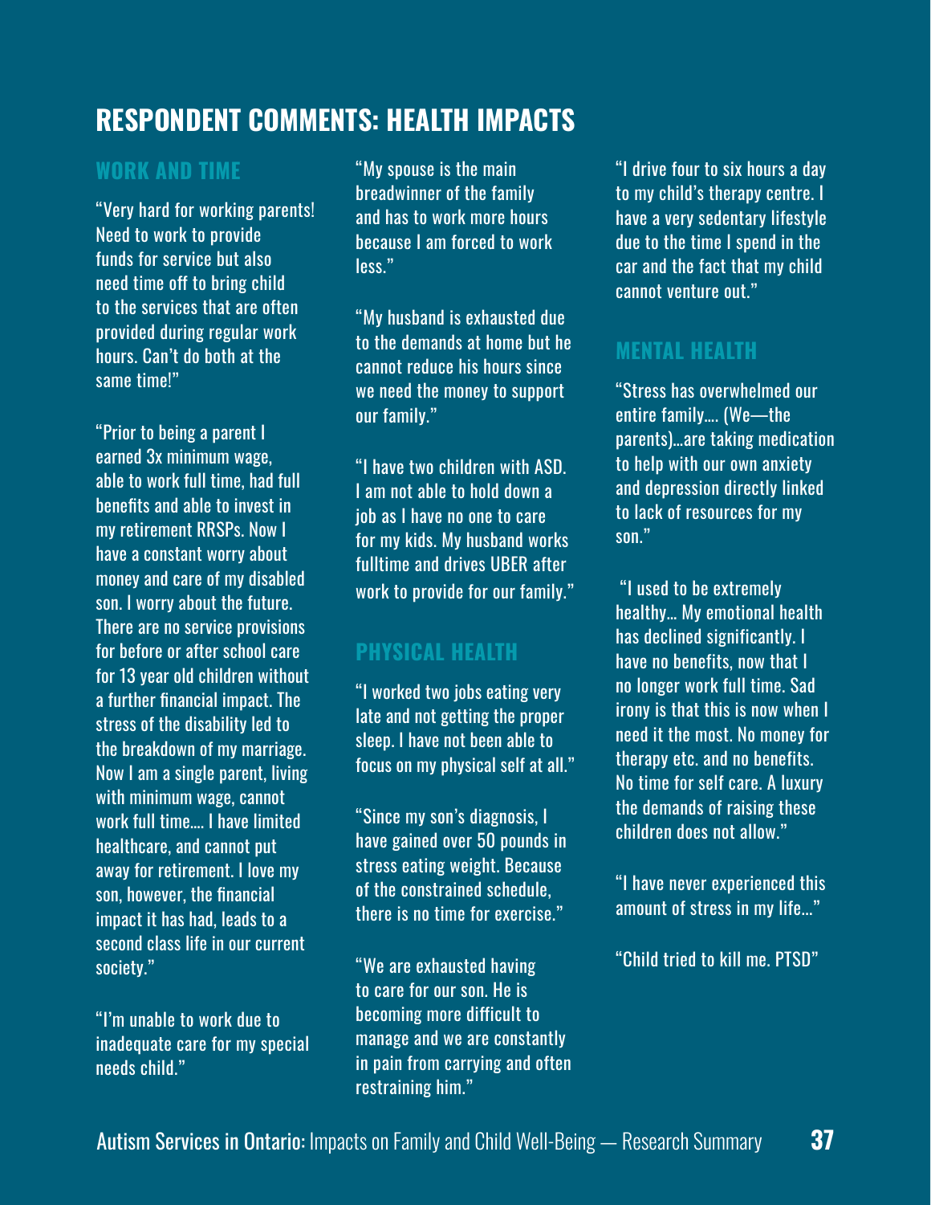# RESPONDENT COMMENTS: HEALTH IMPACTS

## WORK AND TIME

"Very hard for working parents! Need to work to provide funds for service but also need time off to bring child to the services that are often provided during regular work hours. Can't do both at the same time!"

"Prior to being a parent I earned 3x minimum wage, able to work full time, had full benefits and able to invest in my retirement RRSPs. Now I have a constant worry about money and care of my disabled son. I worry about the future. There are no service provisions for before or after school care for 13 year old children without a further financial impact. The stress of the disability led to the breakdown of my marriage. Now I am a single parent, living with minimum wage, cannot work full time.... I have limited healthcare, and cannot put away for retirement. I love my son, however, the financial impact it has had, leads to a second class life in our current society."

"I'm unable to work due to inadequate care for my special needs child."

"My spouse is the main breadwinner of the family and has to work more hours because I am forced to work less."

"My husband is exhausted due to the demands at home but he cannot reduce his hours since we need the money to support our family."

"I have two children with ASD. I am not able to hold down a job as I have no one to care for my kids. My husband works fulltime and drives UBER after work to provide for our family."

## PHYSICAL HEALTH

"I worked two jobs eating very late and not getting the proper sleep. I have not been able to focus on my physical self at all."

"Since my son's diagnosis, I have gained over 50 pounds in stress eating weight. Because of the constrained schedule, there is no time for exercise."

"We are exhausted having to care for our son. He is becoming more difficult to manage and we are constantly in pain from carrying and often restraining him."

"I drive four to six hours a day to my child's therapy centre. I have a very sedentary lifestyle due to the time I spend in the car and the fact that my child cannot venture out."

## MENTAL HEALTH

"Stress has overwhelmed our entire family.... (We—the parents)...are taking medication to help with our own anxiety and depression directly linked to lack of resources for my son."

"I used to be extremely healthy... My emotional health has declined significantly. I have no benefits, now that I no longer work full time. Sad irony is that this is now when I need it the most. No money for therapy etc. and no benefits. No time for self care. A luxury the demands of raising these children does not allow."

"I have never experienced this amount of stress in my life..."

"Child tried to kill me. PTSD"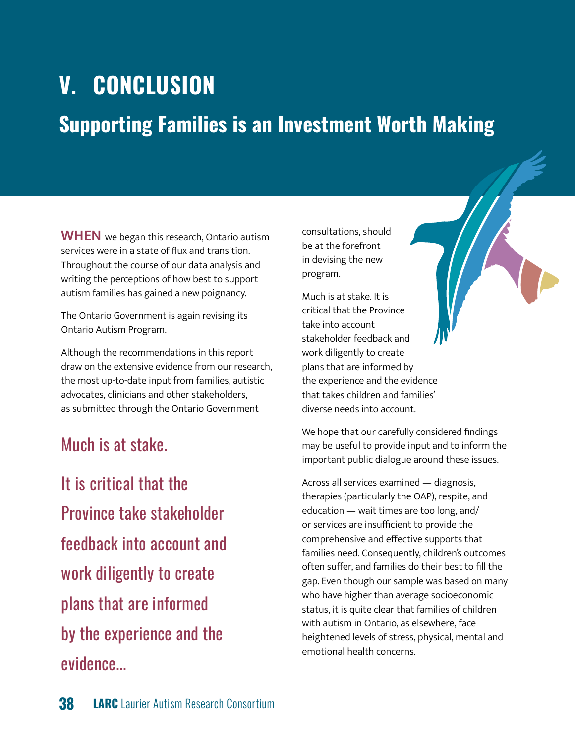# V. CONCLUSION

## Supporting Families is an Investment Worth Making

**WHEN** we began this research, Ontario autism services were in a state of flux and transition. Throughout the course of our data analysis and writing the perceptions of how best to support autism families has gained a new poignancy.

The Ontario Government is again revising its Ontario Autism Program.

Although the recommendations in this report draw on the extensive evidence from our research, the most up-to-date input from families, autistic advocates, clinicians and other stakeholders, as submitted through the Ontario Government consultations, should be at the forefront in devising the new program.

> Much is at stake.
>
> It is critical that the Province take stakeholder feedback into account and work diligently to create plans that are informed by the experience and the evidence...

Much is at stake. It is critical that the Province take into account stakeholder feedback and work diligently to create plans that are informed by the experience and the evidence that takes children and families' diverse needs into account.

We hope that our carefully considered findings may be useful to provide input and to inform the important public dialogue around these issues.

Across all services examined — diagnosis, therapies (particularly the OAP), respite, and education — wait times are too long, and/or services are insufficient to provide the comprehensive and effective supports that families need. Consequently, children's outcomes often suffer, and families do their best to fill the gap. Even though our sample was based on many who have higher than average socioeconomic status, it is quite clear that families of children with autism in Ontario, as elsewhere, face heightened levels of stress, physical, mental and emotional health concerns.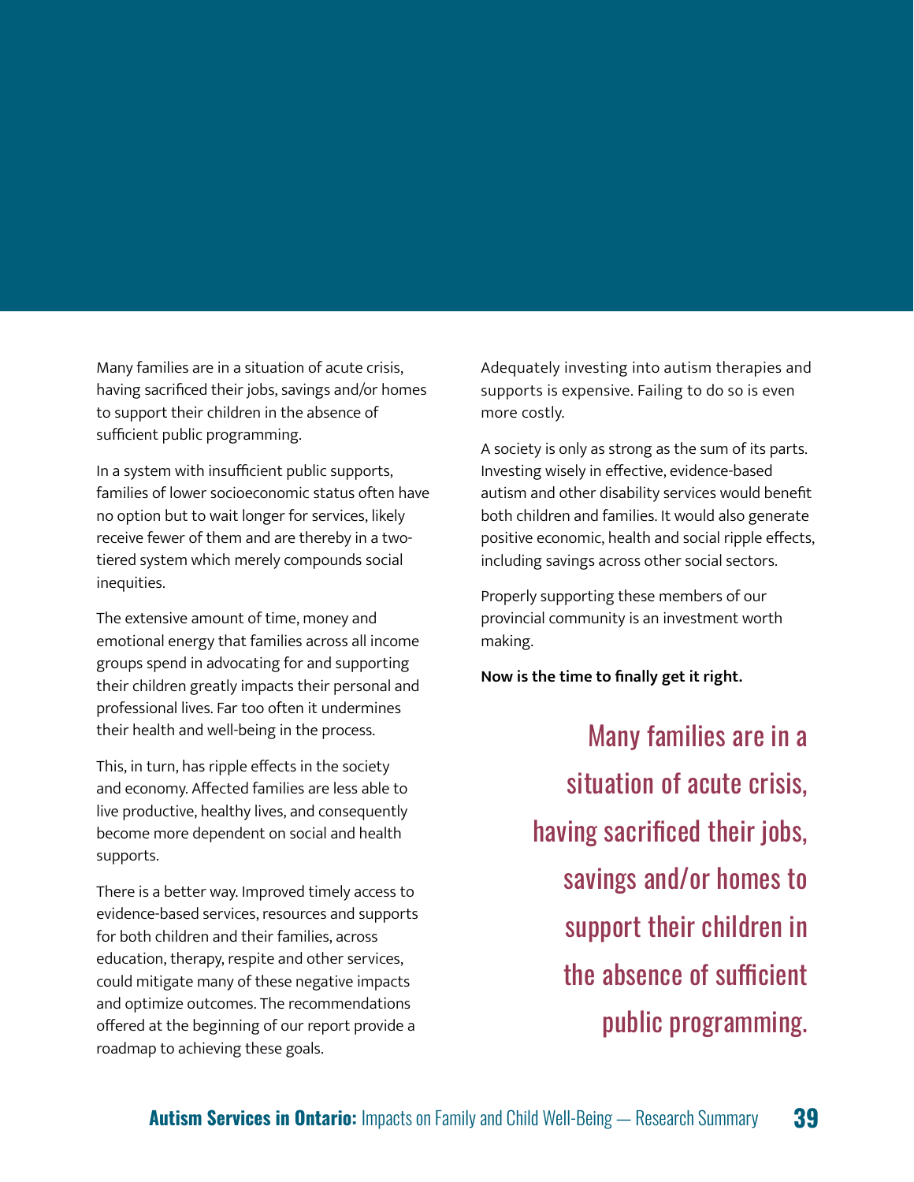Many families are in a situation of acute crisis, having sacrificed their jobs, savings and/or homes to support their children in the absence of sufficient public programming.

In a system with insufficient public supports, families of lower socioeconomic status often have no option but to wait longer for services, likely receive fewer of them and are thereby in a two-tiered system which merely compounds social inequities.

The extensive amount of time, money and emotional energy that families across all income groups spend in advocating for and supporting their children greatly impacts their personal and professional lives. Far too often it undermines their health and well-being in the process.

This, in turn, has ripple effects in the society and economy. Affected families are less able to live productive, healthy lives, and consequently become more dependent on social and health supports.

There is a better way. Improved timely access to evidence-based services, resources and supports for both children and their families, across education, therapy, respite and other services, could mitigate many of these negative impacts and optimize outcomes. The recommendations offered at the beginning of our report provide a roadmap to achieving these goals.

Adequately investing into autism therapies and supports is expensive. Failing to do so is even more costly.

A society is only as strong as the sum of its parts. Investing wisely in effective, evidence-based autism and other disability services would benefit both children and families. It would also generate positive economic, health and social ripple effects, including savings across other social sectors.

Properly supporting these members of our provincial community is an investment worth making.

**Now is the time to finally get it right.**

> Many families are in a situation of acute crisis, having sacrificed their jobs, savings and/or homes to support their children in the absence of sufficient public programming.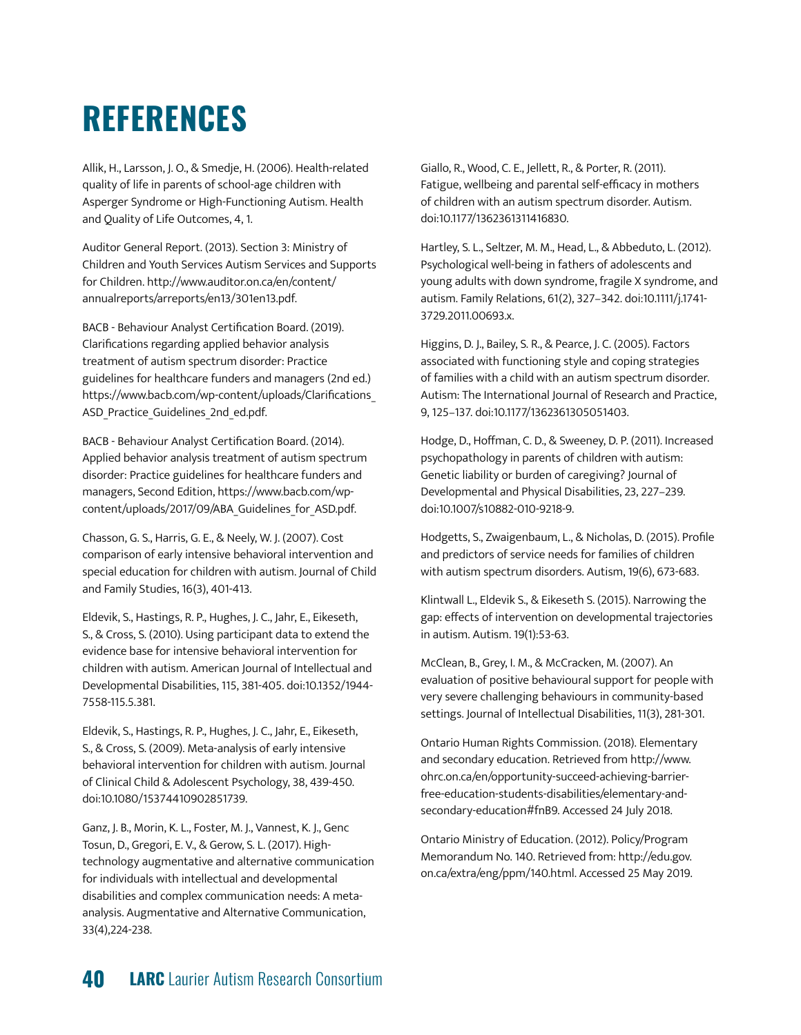# REFERENCES

Allik, H., Larsson, J. O., & Smedje, H. (2006). Health-related quality of life in parents of school-age children with Asperger Syndrome or High-Functioning Autism. Health and Quality of Life Outcomes, 4, 1.

Auditor General Report. (2013). Section 3: Ministry of Children and Youth Services Autism Services and Supports for Children. http://www.auditor.on.ca/en/content/annualreports/arreports/en13/301en13.pdf.

BACB - Behaviour Analyst Certification Board. (2019). Clarifications regarding applied behavior analysis treatment of autism spectrum disorder: Practice guidelines for healthcare funders and managers (2nd ed.) https://www.bacb.com/wp-content/uploads/Clarifications_ASD_Practice_Guidelines_2nd_ed.pdf.

BACB - Behaviour Analyst Certification Board. (2014). Applied behavior analysis treatment of autism spectrum disorder: Practice guidelines for healthcare funders and managers, Second Edition, https://www.bacb.com/wp-content/uploads/2017/09/ABA_Guidelines_for_ASD.pdf.

Chasson, G. S., Harris, G. E., & Neely, W. J. (2007). Cost comparison of early intensive behavioral intervention and special education for children with autism. Journal of Child and Family Studies, 16(3), 401-413.

Eldevik, S., Hastings, R. P., Hughes, J. C., Jahr, E., Eikeseth, S., & Cross, S. (2010). Using participant data to extend the evidence base for intensive behavioral intervention for children with autism. American Journal of Intellectual and Developmental Disabilities, 115, 381-405. doi:10.1352/1944-7558-115.5.381.

Eldevik, S., Hastings, R. P., Hughes, J. C., Jahr, E., Eikeseth, S., & Cross, S. (2009). Meta-analysis of early intensive behavioral intervention for children with autism. Journal of Clinical Child & Adolescent Psychology, 38, 439-450. doi:10.1080/15374410902851739.

Ganz, J. B., Morin, K. L., Foster, M. J., Vannest, K. J., Genc Tosun, D., Gregori, E. V., & Gerow, S. L. (2017). High-technology augmentative and alternative communication for individuals with intellectual and developmental disabilities and complex communication needs: A meta-analysis. Augmentative and Alternative Communication, 33(4),224-238.

Giallo, R., Wood, C. E., Jellett, R., & Porter, R. (2011). Fatigue, wellbeing and parental self-efficacy in mothers of children with an autism spectrum disorder. Autism. doi:10.1177/1362361311416830.

Hartley, S. L., Seltzer, M. M., Head, L., & Abbeduto, L. (2012). Psychological well-being in fathers of adolescents and young adults with down syndrome, fragile X syndrome, and autism. Family Relations, 61(2), 327–342. doi:10.1111/j.1741-3729.2011.00693.x.

Higgins, D. J., Bailey, S. R., & Pearce, J. C. (2005). Factors associated with functioning style and coping strategies of families with a child with an autism spectrum disorder. Autism: The International Journal of Research and Practice, 9, 125–137. doi:10.1177/1362361305051403.

Hodge, D., Hoffman, C. D., & Sweeney, D. P. (2011). Increased psychopathology in parents of children with autism: Genetic liability or burden of caregiving? Journal of Developmental and Physical Disabilities, 23, 227–239. doi:10.1007/s10882-010-9218-9.

Hodgetts, S., Zwaigenbaum, L., & Nicholas, D. (2015). Profile and predictors of service needs for families of children with autism spectrum disorders. Autism, 19(6), 673-683.

Klintwall L., Eldevik S., & Eikeseth S. (2015). Narrowing the gap: effects of intervention on developmental trajectories in autism. Autism. 19(1):53-63.

McClean, B., Grey, I. M., & McCracken, M. (2007). An evaluation of positive behavioural support for people with very severe challenging behaviours in community-based settings. Journal of Intellectual Disabilities, 11(3), 281-301.

Ontario Human Rights Commission. (2018). Elementary and secondary education. Retrieved from http://www.ohrc.on.ca/en/opportunity-succeed-achieving-barrier-free-education-students-disabilities/elementary-and-secondary-education#fnB9. Accessed 24 July 2018.

Ontario Ministry of Education. (2012). Policy/Program Memorandum No. 140. Retrieved from: http://edu.gov.on.ca/extra/eng/ppm/140.html. Accessed 25 May 2019.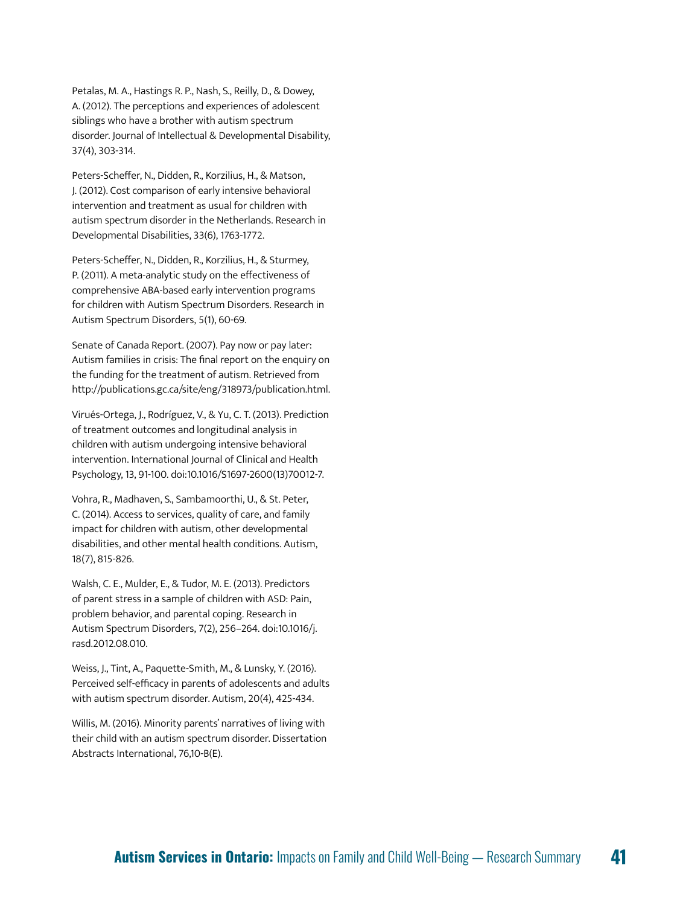Petalas, M. A., Hastings R. P., Nash, S., Reilly, D., & Dowey, A. (2012). The perceptions and experiences of adolescent siblings who have a brother with autism spectrum disorder. Journal of Intellectual & Developmental Disability, 37(4), 303-314.

Peters-Scheffer, N., Didden, R., Korzilius, H., & Matson, J. (2012). Cost comparison of early intensive behavioral intervention and treatment as usual for children with autism spectrum disorder in the Netherlands. Research in Developmental Disabilities, 33(6), 1763-1772.

Peters-Scheffer, N., Didden, R., Korzilius, H., & Sturmey, P. (2011). A meta-analytic study on the effectiveness of comprehensive ABA-based early intervention programs for children with Autism Spectrum Disorders. Research in Autism Spectrum Disorders, 5(1), 60-69.

Senate of Canada Report. (2007). Pay now or pay later: Autism families in crisis: The final report on the enquiry on the funding for the treatment of autism. Retrieved from http://publications.gc.ca/site/eng/318973/publication.html.

Virués-Ortega, J., Rodríguez, V., & Yu, C. T. (2013). Prediction of treatment outcomes and longitudinal analysis in children with autism undergoing intensive behavioral intervention. International Journal of Clinical and Health Psychology, 13, 91-100. doi:10.1016/S1697-2600(13)70012-7.

Vohra, R., Madhaven, S., Sambamoorthi, U., & St. Peter, C. (2014). Access to services, quality of care, and family impact for children with autism, other developmental disabilities, and other mental health conditions. Autism, 18(7), 815-826.

Walsh, C. E., Mulder, E., & Tudor, M. E. (2013). Predictors of parent stress in a sample of children with ASD: Pain, problem behavior, and parental coping. Research in Autism Spectrum Disorders, 7(2), 256–264. doi:10.1016/j.rasd.2012.08.010.

Weiss, J., Tint, A., Paquette-Smith, M., & Lunsky, Y. (2016). Perceived self-efficacy in parents of adolescents and adults with autism spectrum disorder. Autism, 20(4), 425-434.

Willis, M. (2016). Minority parents' narratives of living with their child with an autism spectrum disorder. Dissertation Abstracts International, 76,10-B(E).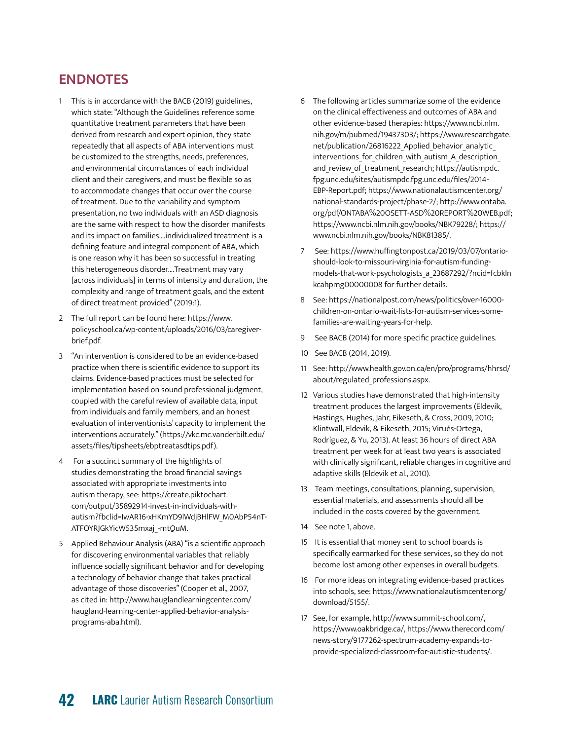## ENDNOTES

1. This is in accordance with the BACB (2019) guidelines, which state: "Although the Guidelines reference some quantitative treatment parameters that have been derived from research and expert opinion, they state repeatedly that all aspects of ABA interventions must be customized to the strengths, needs, preferences, and environmental circumstances of each individual client and their caregivers, and must be flexible so as to accommodate changes that occur over the course of treatment. Due to the variability and symptom presentation, no two individuals with an ASD diagnosis are the same with respect to how the disorder manifests and its impact on families....individualized treatment is a defining feature and integral component of ABA, which is one reason why it has been so successful in treating this heterogeneous disorder....Treatment may vary [across individuals] in terms of intensity and duration, the complexity and range of treatment goals, and the extent of direct treatment provided" (2019:1).

2. The full report can be found here: https://www.policyschool.ca/wp-content/uploads/2016/03/caregiver-brief.pdf.

3. "An intervention is considered to be an evidence-based practice when there is scientific evidence to support its claims. Evidence-based practices must be selected for implementation based on sound professional judgment, coupled with the careful review of available data, input from individuals and family members, and an honest evaluation of interventionists' capacity to implement the interventions accurately." (https://vkc.mc.vanderbilt.edu/assets/files/tipsheets/ebptreatasdtips.pdf).

4. For a succinct summary of the highlights of studies demonstrating the broad financial savings associated with appropriate investments into autism therapy, see: https://create.piktochart.com/output/35892914-invest-in-individuals-with-autism?fbclid=IwAR16-xHKmYD9lWdjBHlFW_M0AbP54nT-ATFOYRJGkYicW535mxaj_-mtQuM.

5. Applied Behaviour Analysis (ABA) "is a scientific approach for discovering environmental variables that reliably influence socially significant behavior and for developing a technology of behavior change that takes practical advantage of those discoveries" (Cooper et al., 2007, as cited in: http://www.hauglandlearningcenter.com/haugland-learning-center-applied-behavior-analysis-programs-aba.html).

6. The following articles summarize some of the evidence on the clinical effectiveness and outcomes of ABA and other evidence-based therapies: https://www.ncbi.nlm.nih.gov/m/pubmed/19437303/; https://www.researchgate.net/publication/26816222_Applied_behavior_analytic_interventions_for_children_with_autism_A_description_and_review_of_treatment_research; https://autismpdc.fpg.unc.edu/sites/autismpdc.fpg.unc.edu/files/2014-EBP-Report.pdf; https://www.nationalautismcenter.org/national-standards-project/phase-2/; http://www.ontaba.org/pdf/ONTABA%20OSETT-ASD%20REPORT%20WEB.pdf; https://www.ncbi.nlm.nih.gov/books/NBK79228/; https://www.ncbi.nlm.nih.gov/books/NBK81385/.

7. See: https://www.huffingtonpost.ca/2019/03/07/ontario-should-look-to-missouri-virginia-for-autism-funding-models-that-work-psychologists_a_23687292/?ncid=fcbklnkcahpmg00000008 for further details.

8. See: https://nationalpost.com/news/politics/over-16000-children-on-ontario-wait-lists-for-autism-services-some-families-are-waiting-years-for-help.

9. See BACB (2014) for more specific practice guidelines.

10. See BACB (2014, 2019).

11. See: http://www.health.gov.on.ca/en/pro/programs/hhrsd/about/regulated_professions.aspx.

12. Various studies have demonstrated that high-intensity treatment produces the largest improvements (Eldevik, Hastings, Hughes, Jahr, Eikeseth, & Cross, 2009, 2010; Klintwall, Eldevik, & Eikeseth, 2015; Virués-Ortega, Rodríguez, & Yu, 2013). At least 36 hours of direct ABA treatment per week for at least two years is associated with clinically significant, reliable changes in cognitive and adaptive skills (Eldevik et al., 2010).

13. Team meetings, consultations, planning, supervision, essential materials, and assessments should all be included in the costs covered by the government.

14. See note 1, above.

15. It is essential that money sent to school boards is specifically earmarked for these services, so they do not become lost among other expenses in overall budgets.

16. For more ideas on integrating evidence-based practices into schools, see: https://www.nationalautismcenter.org/download/5155/.

17. See, for example, http://www.summit-school.com/, https://www.oakbridge.ca/, https://www.therecord.com/news-story/9177262-spectrum-academy-expands-to-provide-specialized-classroom-for-autistic-students/.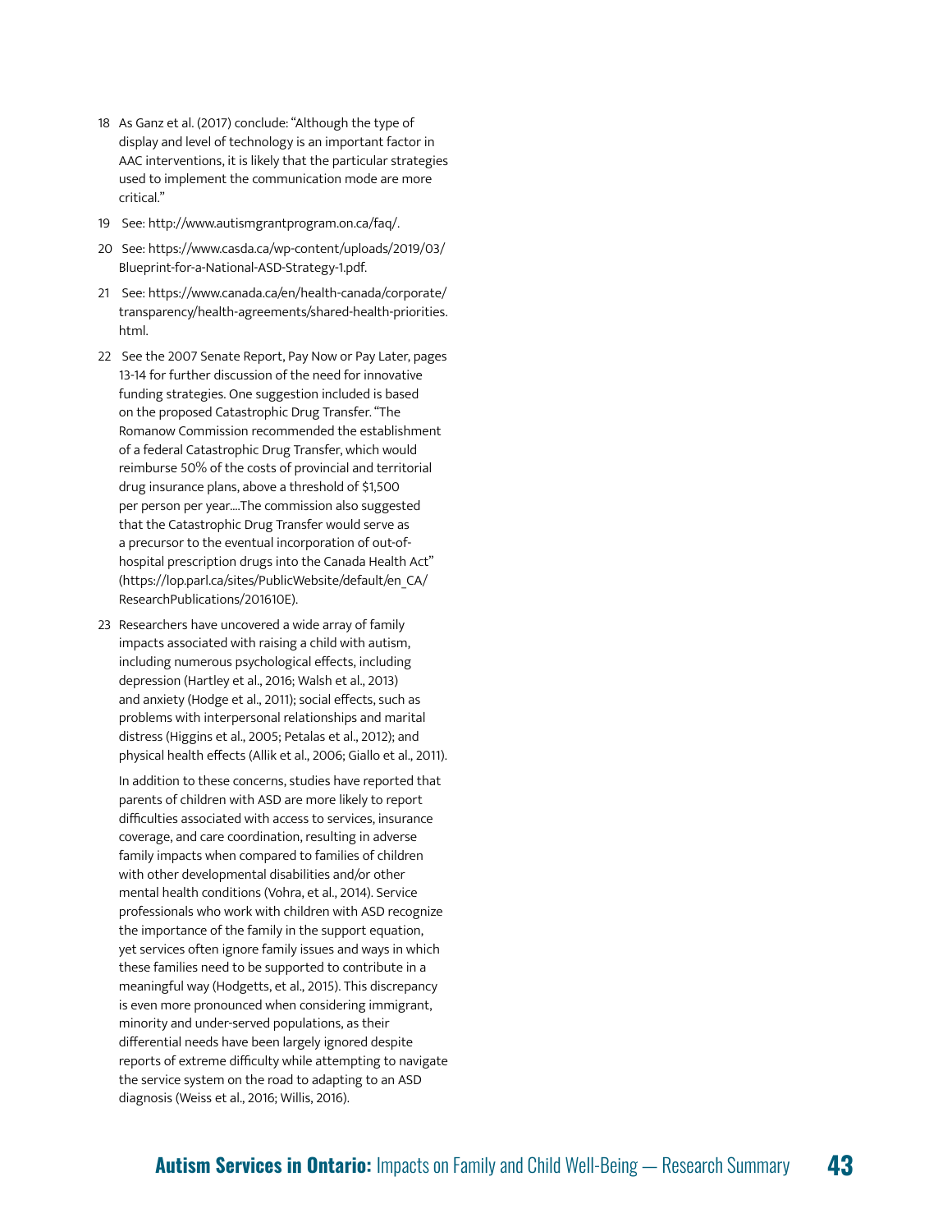18 As Ganz et al. (2017) conclude: "Although the type of display and level of technology is an important factor in AAC interventions, it is likely that the particular strategies used to implement the communication mode are more critical."

19 See: http://www.autismgrantprogram.on.ca/faq/.

20 See: https://www.casda.ca/wp-content/uploads/2019/03/Blueprint-for-a-National-ASD-Strategy-1.pdf.

21 See: https://www.canada.ca/en/health-canada/corporate/transparency/health-agreements/shared-health-priorities.html.

22 See the 2007 Senate Report, Pay Now or Pay Later, pages 13-14 for further discussion of the need for innovative funding strategies. One suggestion included is based on the proposed Catastrophic Drug Transfer. "The Romanow Commission recommended the establishment of a federal Catastrophic Drug Transfer, which would reimburse 50% of the costs of provincial and territorial drug insurance plans, above a threshold of $1,500 per person per year....The commission also suggested that the Catastrophic Drug Transfer would serve as a precursor to the eventual incorporation of out-of-hospital prescription drugs into the Canada Health Act" (https://lop.parl.ca/sites/PublicWebsite/default/en_CA/ResearchPublications/201610E).

23 Researchers have uncovered a wide array of family impacts associated with raising a child with autism, including numerous psychological effects, including depression (Hartley et al., 2016; Walsh et al., 2013) and anxiety (Hodge et al., 2011); social effects, such as problems with interpersonal relationships and marital distress (Higgins et al., 2005; Petalas et al., 2012); and physical health effects (Allik et al., 2006; Giallo et al., 2011).

In addition to these concerns, studies have reported that parents of children with ASD are more likely to report difficulties associated with access to services, insurance coverage, and care coordination, resulting in adverse family impacts when compared to families of children with other developmental disabilities and/or other mental health conditions (Vohra, et al., 2014). Service professionals who work with children with ASD recognize the importance of the family in the support equation, yet services often ignore family issues and ways in which these families need to be supported to contribute in a meaningful way (Hodgetts, et al., 2015). This discrepancy is even more pronounced when considering immigrant, minority and under-served populations, as their differential needs have been largely ignored despite reports of extreme difficulty while attempting to navigate the service system on the road to adapting to an ASD diagnosis (Weiss et al., 2016; Willis, 2016).